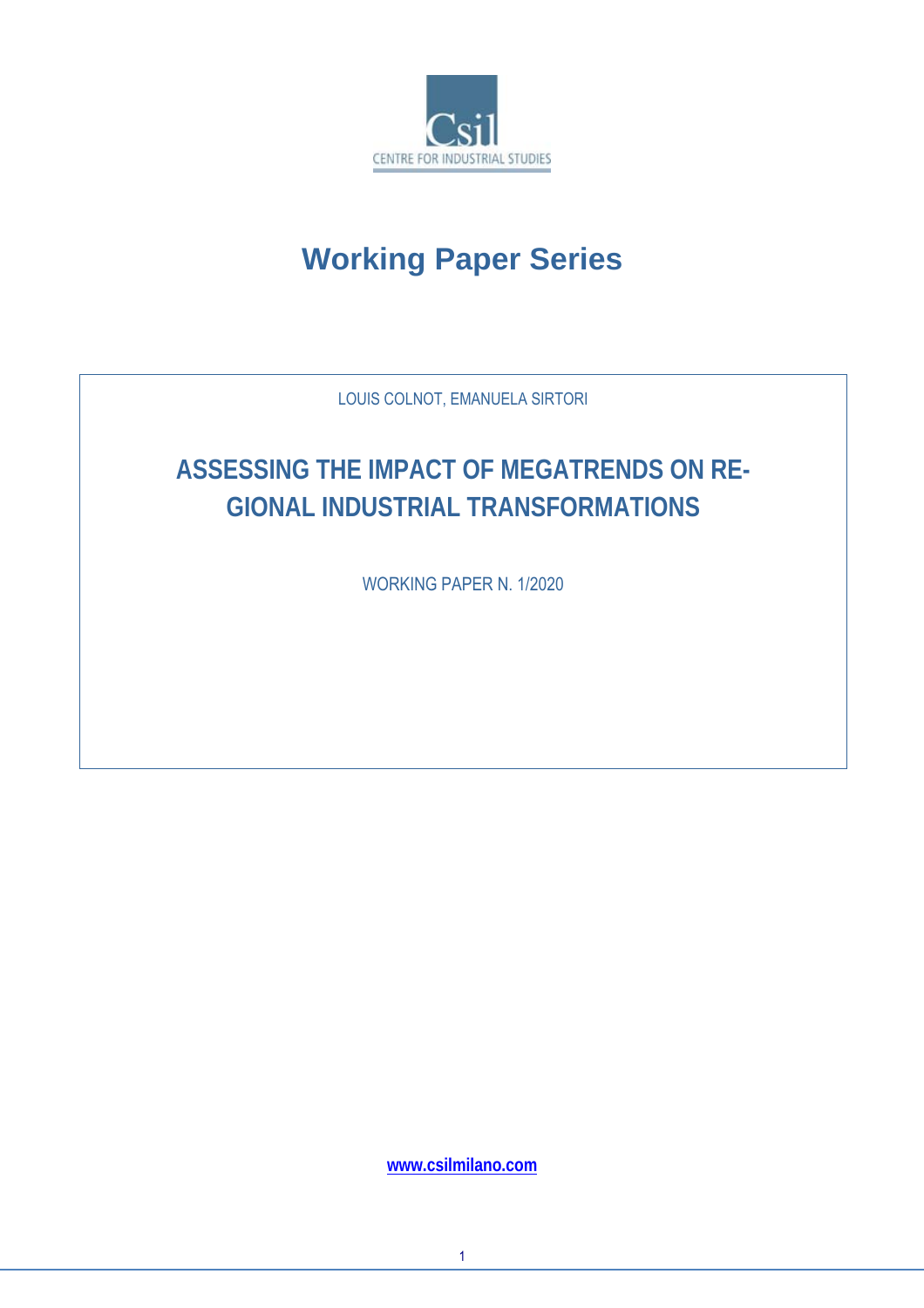CENTRE FOR INDUSTRIAL STUDIES

# Working Paper Series

LOUIS COLNOT, EMANUELA SIRTORI

## ASSESSING THE IMPACT OF MEGATRENDS ON REGIONAL INDUSTRIAL TRANSFORMATIONS

WORKING PAPER N. 1/2020

www.csilmilano.com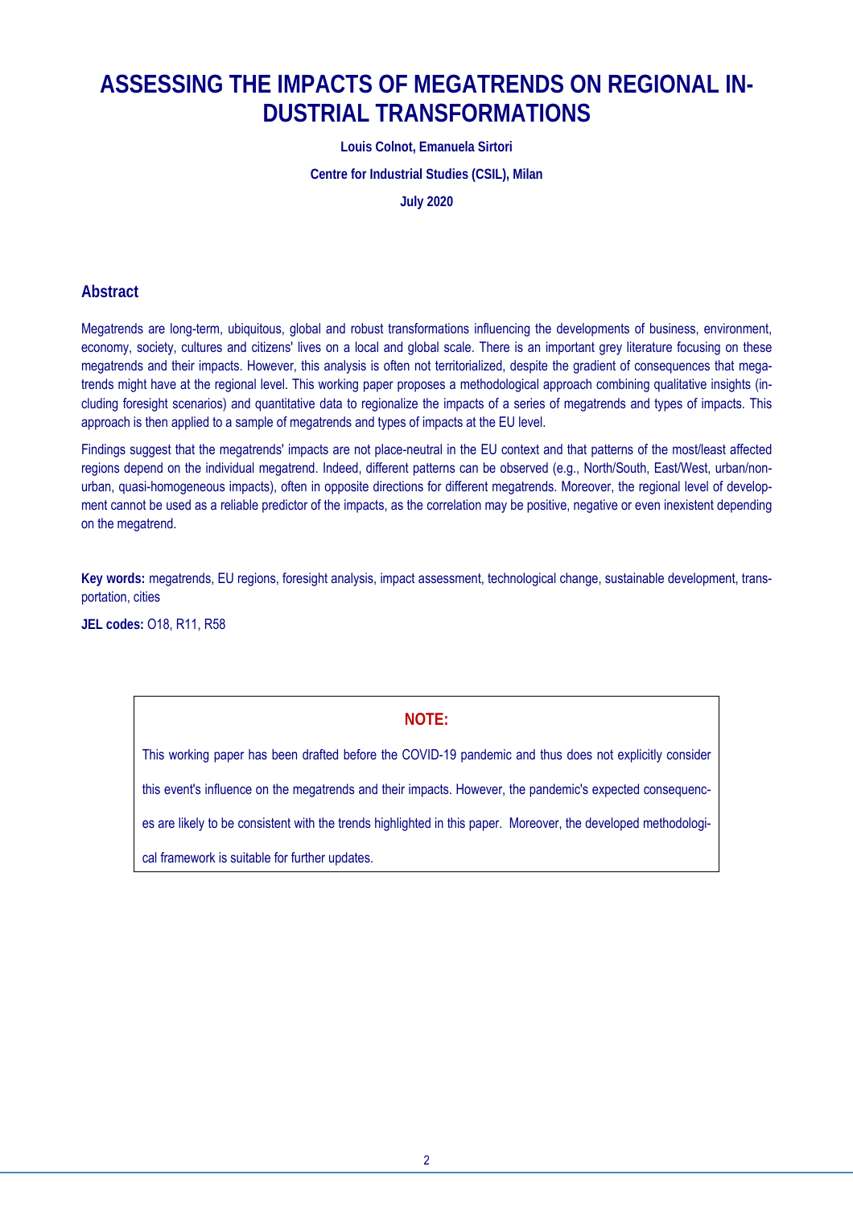# ASSESSING THE IMPACTS OF MEGATRENDS ON REGIONAL INDUSTRIAL TRANSFORMATIONS

**Louis Colnot, Emanuela Sirtori**

**Centre for Industrial Studies (CSIL), Milan**

**July 2020**

## Abstract

Megatrends are long-term, ubiquitous, global and robust transformations influencing the developments of business, environment, economy, society, cultures and citizens' lives on a local and global scale. There is an important grey literature focusing on these megatrends and their impacts. However, this analysis is often not territorialized, despite the gradient of consequences that megatrends might have at the regional level. This working paper proposes a methodological approach combining qualitative insights (including foresight scenarios) and quantitative data to regionalize the impacts of a series of megatrends and types of impacts. This approach is then applied to a sample of megatrends and types of impacts at the EU level.

Findings suggest that the megatrends' impacts are not place-neutral in the EU context and that patterns of the most/least affected regions depend on the individual megatrend. Indeed, different patterns can be observed (e.g., North/South, East/West, urban/non-urban, quasi-homogeneous impacts), often in opposite directions for different megatrends. Moreover, the regional level of development cannot be used as a reliable predictor of the impacts, as the correlation may be positive, negative or even inexistent depending on the megatrend.

**Key words:** megatrends, EU regions, foresight analysis, impact assessment, technological change, sustainable development, transportation, cities

**JEL codes:** O18, R11, R58

**NOTE:**

This working paper has been drafted before the COVID-19 pandemic and thus does not explicitly consider this event's influence on the megatrends and their impacts. However, the pandemic's expected consequences are likely to be consistent with the trends highlighted in this paper. Moreover, the developed methodological framework is suitable for further updates.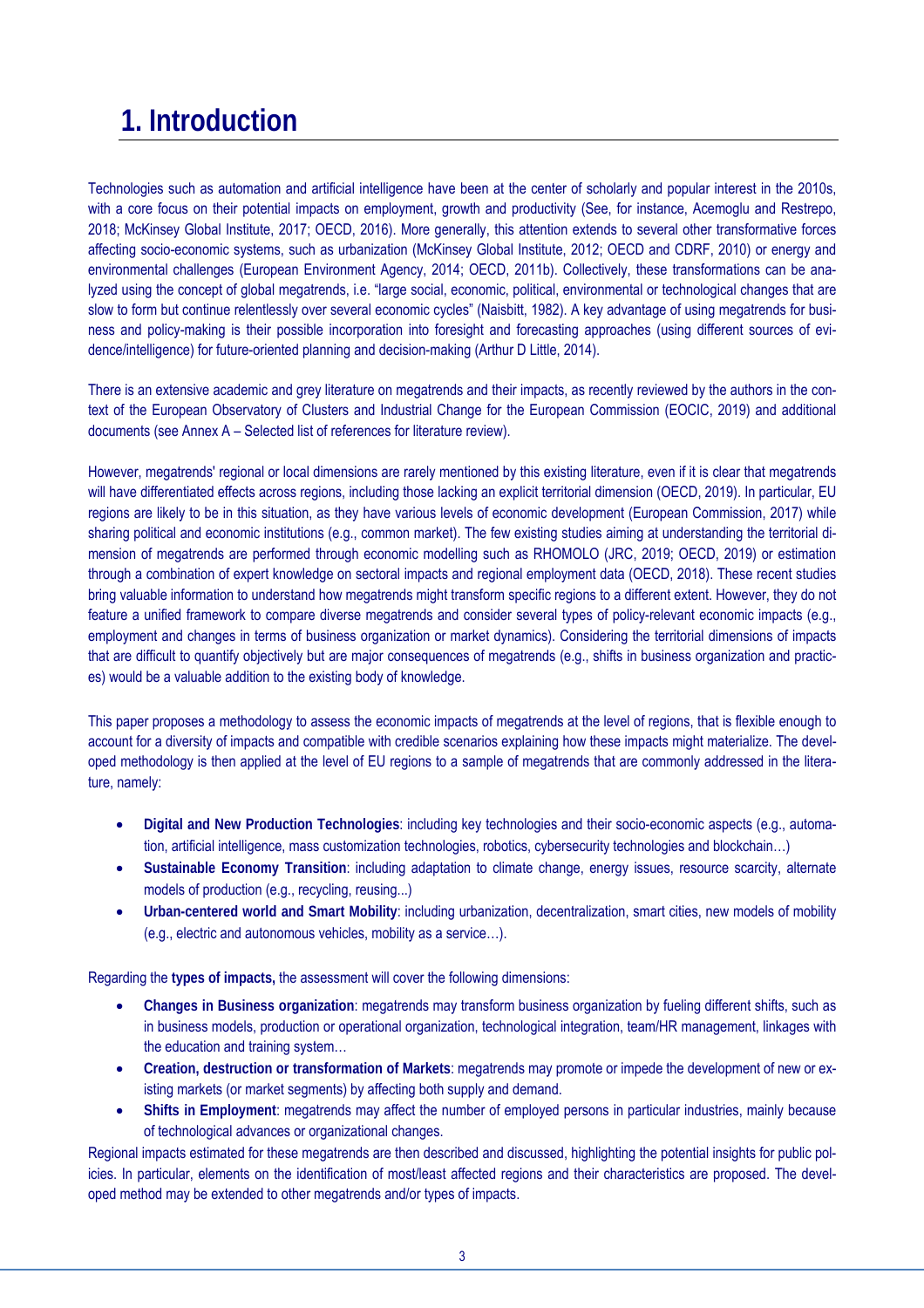# 1. Introduction

Technologies such as automation and artificial intelligence have been at the center of scholarly and popular interest in the 2010s, with a core focus on their potential impacts on employment, growth and productivity (See, for instance, Acemoglu and Restrepo, 2018; McKinsey Global Institute, 2017; OECD, 2016). More generally, this attention extends to several other transformative forces affecting socio-economic systems, such as urbanization (McKinsey Global Institute, 2012; OECD and CDRF, 2010) or energy and environmental challenges (European Environment Agency, 2014; OECD, 2011b). Collectively, these transformations can be analyzed using the concept of global megatrends, i.e. "large social, economic, political, environmental or technological changes that are slow to form but continue relentlessly over several economic cycles" (Naisbitt, 1982). A key advantage of using megatrends for business and policy-making is their possible incorporation into foresight and forecasting approaches (using different sources of evidence/intelligence) for future-oriented planning and decision-making (Arthur D Little, 2014).

There is an extensive academic and grey literature on megatrends and their impacts, as recently reviewed by the authors in the context of the European Observatory of Clusters and Industrial Change for the European Commission (EOCIC, 2019) and additional documents (see Annex A – Selected list of references for literature review).

However, megatrends' regional or local dimensions are rarely mentioned by this existing literature, even if it is clear that megatrends will have differentiated effects across regions, including those lacking an explicit territorial dimension (OECD, 2019). In particular, EU regions are likely to be in this situation, as they have various levels of economic development (European Commission, 2017) while sharing political and economic institutions (e.g., common market). The few existing studies aiming at understanding the territorial dimension of megatrends are performed through economic modelling such as RHOMOLO (JRC, 2019; OECD, 2019) or estimation through a combination of expert knowledge on sectoral impacts and regional employment data (OECD, 2018). These recent studies bring valuable information to understand how megatrends might transform specific regions to a different extent. However, they do not feature a unified framework to compare diverse megatrends and consider several types of policy-relevant economic impacts (e.g., employment and changes in terms of business organization or market dynamics). Considering the territorial dimensions of impacts that are difficult to quantify objectively but are major consequences of megatrends (e.g., shifts in business organization and practices) would be a valuable addition to the existing body of knowledge.

This paper proposes a methodology to assess the economic impacts of megatrends at the level of regions, that is flexible enough to account for a diversity of impacts and compatible with credible scenarios explaining how these impacts might materialize. The developed methodology is then applied at the level of EU regions to a sample of megatrends that are commonly addressed in the literature, namely:

- **Digital and New Production Technologies**: including key technologies and their socio-economic aspects (e.g., automation, artificial intelligence, mass customization technologies, robotics, cybersecurity technologies and blockchain…)
- **Sustainable Economy Transition**: including adaptation to climate change, energy issues, resource scarcity, alternate models of production (e.g., recycling, reusing...)
- **Urban-centered world and Smart Mobility**: including urbanization, decentralization, smart cities, new models of mobility (e.g., electric and autonomous vehicles, mobility as a service…).

Regarding the **types of impacts,** the assessment will cover the following dimensions:

- **Changes in Business organization**: megatrends may transform business organization by fueling different shifts, such as in business models, production or operational organization, technological integration, team/HR management, linkages with the education and training system…
- **Creation, destruction or transformation of Markets**: megatrends may promote or impede the development of new or existing markets (or market segments) by affecting both supply and demand.
- **Shifts in Employment**: megatrends may affect the number of employed persons in particular industries, mainly because of technological advances or organizational changes.

Regional impacts estimated for these megatrends are then described and discussed, highlighting the potential insights for public policies. In particular, elements on the identification of most/least affected regions and their characteristics are proposed. The developed method may be extended to other megatrends and/or types of impacts.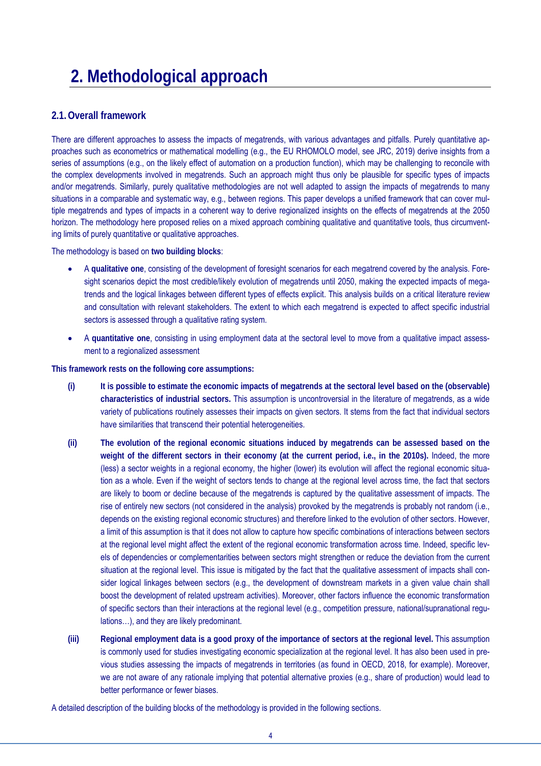# 2. Methodological approach

## 2.1. Overall framework

There are different approaches to assess the impacts of megatrends, with various advantages and pitfalls. Purely quantitative approaches such as econometrics or mathematical modelling (e.g., the EU RHOMOLO model, see JRC, 2019) derive insights from a series of assumptions (e.g., on the likely effect of automation on a production function), which may be challenging to reconcile with the complex developments involved in megatrends. Such an approach might thus only be plausible for specific types of impacts and/or megatrends. Similarly, purely qualitative methodologies are not well adapted to assign the impacts of megatrends to many situations in a comparable and systematic way, e.g., between regions. This paper develops a unified framework that can cover multiple megatrends and types of impacts in a coherent way to derive regionalized insights on the effects of megatrends at the 2050 horizon. The methodology here proposed relies on a mixed approach combining qualitative and quantitative tools, thus circumventing limits of purely quantitative or qualitative approaches.

The methodology is based on **two building blocks**:

- A **qualitative one**, consisting of the development of foresight scenarios for each megatrend covered by the analysis. Foresight scenarios depict the most credible/likely evolution of megatrends until 2050, making the expected impacts of megatrends and the logical linkages between different types of effects explicit. This analysis builds on a critical literature review and consultation with relevant stakeholders. The extent to which each megatrend is expected to affect specific industrial sectors is assessed through a qualitative rating system.
- A **quantitative one**, consisting in using employment data at the sectoral level to move from a qualitative impact assessment to a regionalized assessment

**This framework rests on the following core assumptions:**

**(i)** **It is possible to estimate the economic impacts of megatrends at the sectoral level based on the (observable) characteristics of industrial sectors.** This assumption is uncontroversial in the literature of megatrends, as a wide variety of publications routinely assesses their impacts on given sectors. It stems from the fact that individual sectors have similarities that transcend their potential heterogeneities.

**(ii)** **The evolution of the regional economic situations induced by megatrends can be assessed based on the weight of the different sectors in their economy (at the current period, i.e., in the 2010s).** Indeed, the more (less) a sector weights in a regional economy, the higher (lower) its evolution will affect the regional economic situation as a whole. Even if the weight of sectors tends to change at the regional level across time, the fact that sectors are likely to boom or decline because of the megatrends is captured by the qualitative assessment of impacts. The rise of entirely new sectors (not considered in the analysis) provoked by the megatrends is probably not random (i.e., depends on the existing regional economic structures) and therefore linked to the evolution of other sectors. However, a limit of this assumption is that it does not allow to capture how specific combinations of interactions between sectors at the regional level might affect the extent of the regional economic transformation across time. Indeed, specific levels of dependencies or complementarities between sectors might strengthen or reduce the deviation from the current situation at the regional level. This issue is mitigated by the fact that the qualitative assessment of impacts shall consider logical linkages between sectors (e.g., the development of downstream markets in a given value chain shall boost the development of related upstream activities). Moreover, other factors influence the economic transformation of specific sectors than their interactions at the regional level (e.g., competition pressure, national/supranational regulations…), and they are likely predominant.

**(iii)** **Regional employment data is a good proxy of the importance of sectors at the regional level.** This assumption is commonly used for studies investigating economic specialization at the regional level. It has also been used in previous studies assessing the impacts of megatrends in territories (as found in OECD, 2018, for example). Moreover, we are not aware of any rationale implying that potential alternative proxies (e.g., share of production) would lead to better performance or fewer biases.

A detailed description of the building blocks of the methodology is provided in the following sections.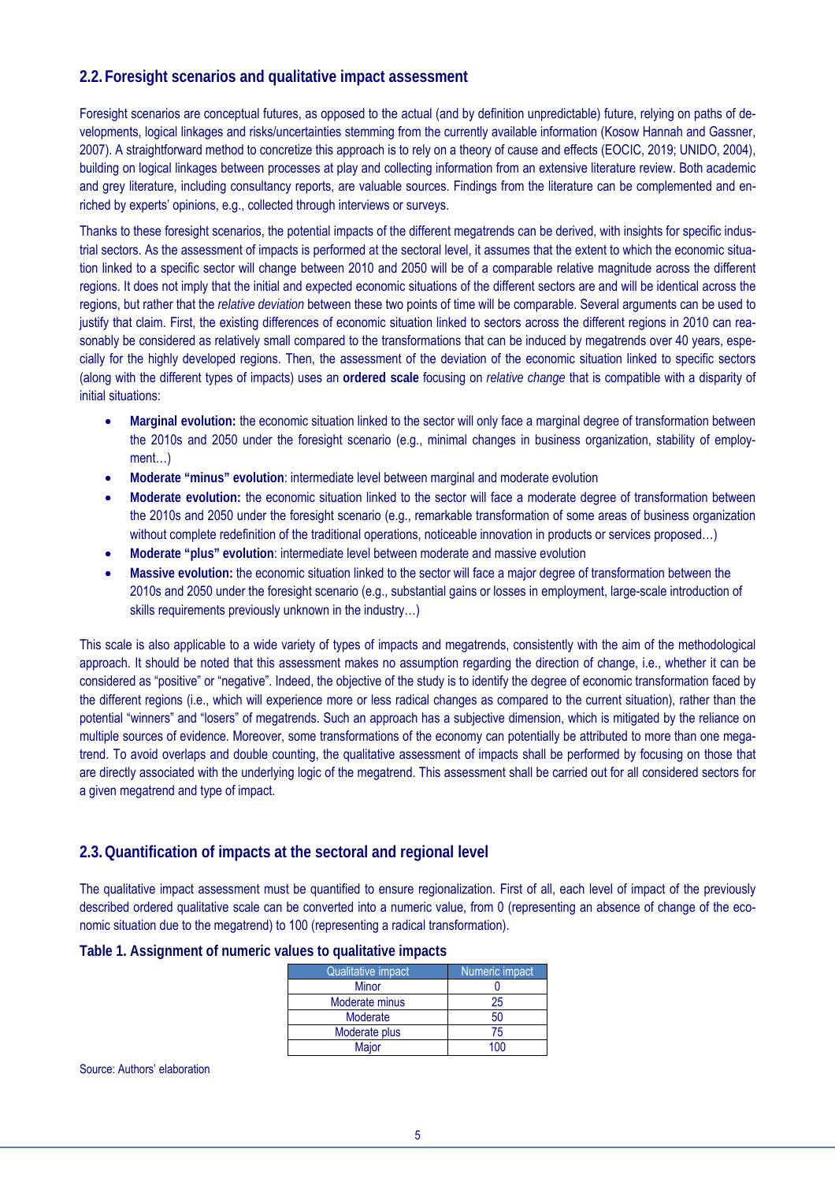## 2.2. Foresight scenarios and qualitative impact assessment

Foresight scenarios are conceptual futures, as opposed to the actual (and by definition unpredictable) future, relying on paths of developments, logical linkages and risks/uncertainties stemming from the currently available information (Kosow Hannah and Gassner, 2007). A straightforward method to concretize this approach is to rely on a theory of cause and effects (EOCIC, 2019; UNIDO, 2004), building on logical linkages between processes at play and collecting information from an extensive literature review. Both academic and grey literature, including consultancy reports, are valuable sources. Findings from the literature can be complemented and enriched by experts' opinions, e.g., collected through interviews or surveys.

Thanks to these foresight scenarios, the potential impacts of the different megatrends can be derived, with insights for specific industrial sectors. As the assessment of impacts is performed at the sectoral level, it assumes that the extent to which the economic situation linked to a specific sector will change between 2010 and 2050 will be of a comparable relative magnitude across the different regions. It does not imply that the initial and expected economic situations of the different sectors are and will be identical across the regions, but rather that the *relative deviation* between these two points of time will be comparable. Several arguments can be used to justify that claim. First, the existing differences of economic situation linked to sectors across the different regions in 2010 can reasonably be considered as relatively small compared to the transformations that can be induced by megatrends over 40 years, especially for the highly developed regions. Then, the assessment of the deviation of the economic situation linked to specific sectors (along with the different types of impacts) uses an **ordered scale** focusing on *relative change* that is compatible with a disparity of initial situations:

- **Marginal evolution:** the economic situation linked to the sector will only face a marginal degree of transformation between the 2010s and 2050 under the foresight scenario (e.g., minimal changes in business organization, stability of employment…)
- **Moderate "minus" evolution**: intermediate level between marginal and moderate evolution
- **Moderate evolution:** the economic situation linked to the sector will face a moderate degree of transformation between the 2010s and 2050 under the foresight scenario (e.g., remarkable transformation of some areas of business organization without complete redefinition of the traditional operations, noticeable innovation in products or services proposed…)
- **Moderate "plus" evolution**: intermediate level between moderate and massive evolution
- **Massive evolution:** the economic situation linked to the sector will face a major degree of transformation between the 2010s and 2050 under the foresight scenario (e.g., substantial gains or losses in employment, large-scale introduction of skills requirements previously unknown in the industry…)

This scale is also applicable to a wide variety of types of impacts and megatrends, consistently with the aim of the methodological approach. It should be noted that this assessment makes no assumption regarding the direction of change, i.e., whether it can be considered as "positive" or "negative". Indeed, the objective of the study is to identify the degree of economic transformation faced by the different regions (i.e., which will experience more or less radical changes as compared to the current situation), rather than the potential "winners" and "losers" of megatrends. Such an approach has a subjective dimension, which is mitigated by the reliance on multiple sources of evidence. Moreover, some transformations of the economy can potentially be attributed to more than one megatrend. To avoid overlaps and double counting, the qualitative assessment of impacts shall be performed by focusing on those that are directly associated with the underlying logic of the megatrend. This assessment shall be carried out for all considered sectors for a given megatrend and type of impact.

## 2.3. Quantification of impacts at the sectoral and regional level

The qualitative impact assessment must be quantified to ensure regionalization. First of all, each level of impact of the previously described ordered qualitative scale can be converted into a numeric value, from 0 (representing an absence of change of the economic situation due to the megatrend) to 100 (representing a radical transformation).

**Table 1. Assignment of numeric values to qualitative impacts**

| Qualitative impact | Numeric impact |
|---|---|
| Minor | 0 |
| Moderate minus | 25 |
| Moderate | 50 |
| Moderate plus | 75 |
| Major | 100 |

Source: Authors' elaboration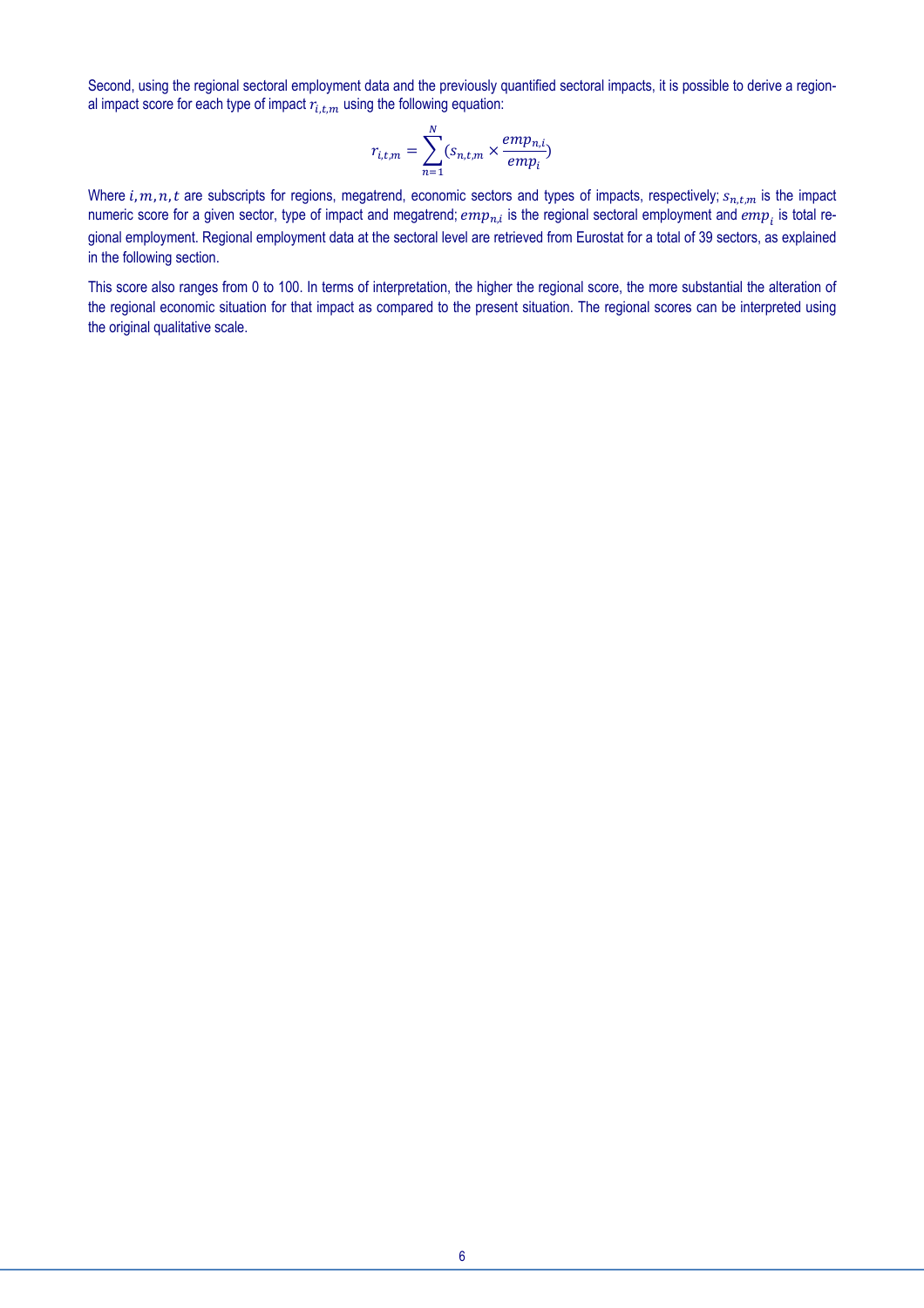Second, using the regional sectoral employment data and the previously quantified sectoral impacts, it is possible to derive a regional impact score for each type of impact $r_{i,t,m}$ using the following equation:

$$r_{i,t,m} = \sum_{n=1}^{N} (s_{n,t,m} \times \frac{emp_{n,i}}{emp_i})$$

Where $i, m, n, t$ are subscripts for regions, megatrend, economic sectors and types of impacts, respectively; $s_{n,t,m}$ is the impact numeric score for a given sector, type of impact and megatrend; $emp_{n,i}$ is the regional sectoral employment and $emp_i$ is total regional employment. Regional employment data at the sectoral level are retrieved from Eurostat for a total of 39 sectors, as explained in the following section.

This score also ranges from 0 to 100. In terms of interpretation, the higher the regional score, the more substantial the alteration of the regional economic situation for that impact as compared to the present situation. The regional scores can be interpreted using the original qualitative scale.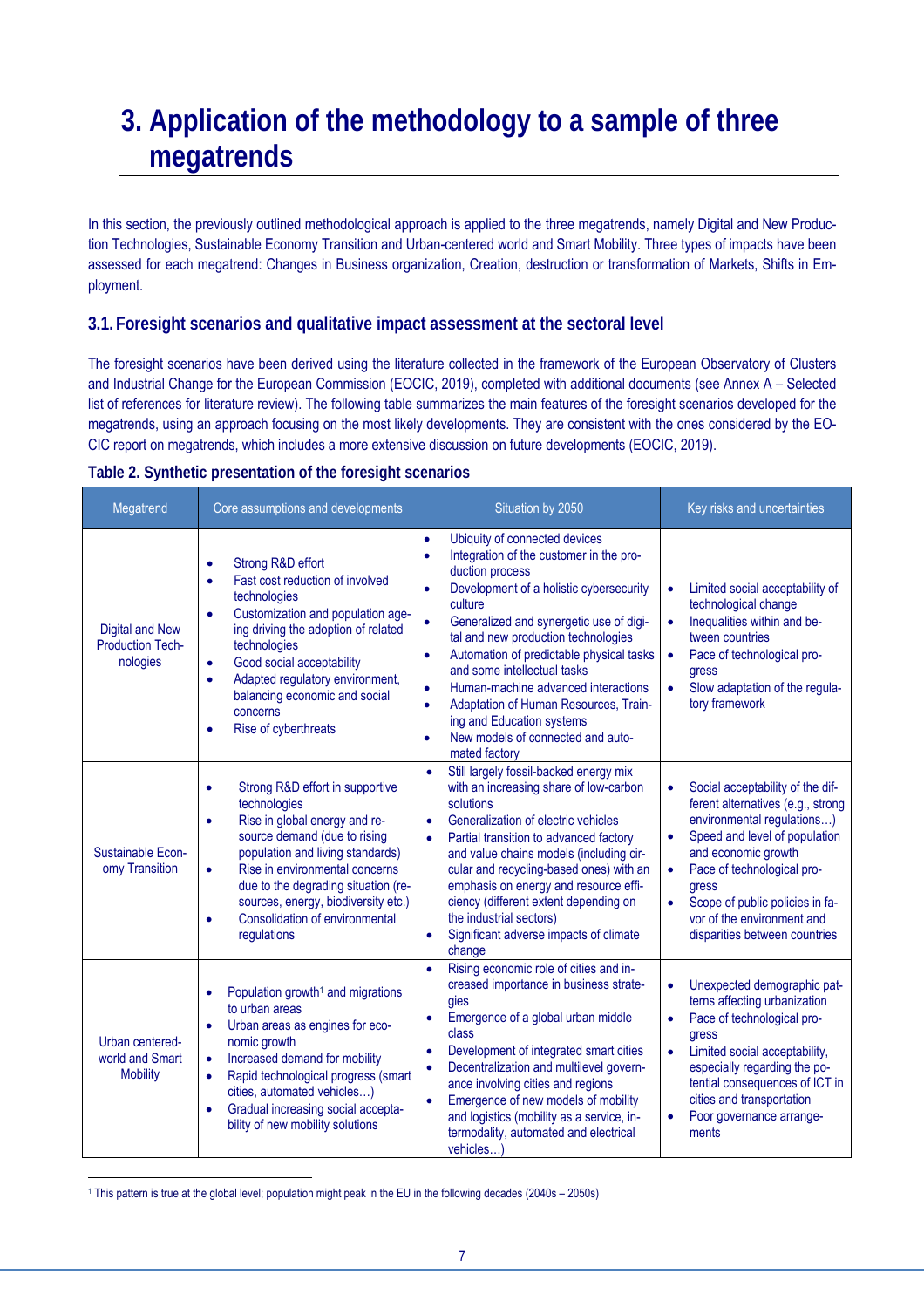# 3. Application of the methodology to a sample of three megatrends

In this section, the previously outlined methodological approach is applied to the three megatrends, namely Digital and New Production Technologies, Sustainable Economy Transition and Urban-centered world and Smart Mobility. Three types of impacts have been assessed for each megatrend: Changes in Business organization, Creation, destruction or transformation of Markets, Shifts in Employment.

## 3.1. Foresight scenarios and qualitative impact assessment at the sectoral level

The foresight scenarios have been derived using the literature collected in the framework of the European Observatory of Clusters and Industrial Change for the European Commission (EOCIC, 2019), completed with additional documents (see Annex A – Selected list of references for literature review). The following table summarizes the main features of the foresight scenarios developed for the megatrends, using an approach focusing on the most likely developments. They are consistent with the ones considered by the EOCIC report on megatrends, which includes a more extensive discussion on future developments (EOCIC, 2019).

**Table 2. Synthetic presentation of the foresight scenarios**

| Megatrend | Core assumptions and developments | Situation by 2050 | Key risks and uncertainties |
|---|---|---|---|
| Digital and New Production Technologies | • Strong R&D effort<br>• Fast cost reduction of involved technologies<br>• Customization and population ageing driving the adoption of related technologies<br>• Good social acceptability<br>• Adapted regulatory environment, balancing economic and social concerns<br>• Rise of cyberthreats | • Ubiquity of connected devices<br>• Integration of the customer in the production process<br>• Development of a holistic cybersecurity culture<br>• Generalized and synergetic use of digital and new production technologies<br>• Automation of predictable physical tasks and some intellectual tasks<br>• Human-machine advanced interactions<br>• Adaptation of Human Resources, Training and Education systems<br>• New models of connected and automated factory | • Limited social acceptability of technological change<br>• Inequalities within and between countries<br>• Pace of technological progress<br>• Slow adaptation of the regulatory framework |
| Sustainable Economy Transition | • Strong R&D effort in supportive technologies<br>• Rise in global energy and resource demand (due to rising population and living standards)<br>• Rise in environmental concerns due to the degrading situation (resources, energy, biodiversity etc.)<br>• Consolidation of environmental regulations | • Still largely fossil-backed energy mix with an increasing share of low-carbon solutions<br>• Generalization of electric vehicles<br>• Partial transition to advanced factory and value chains models (including circular and recycling-based ones) with an emphasis on energy and resource efficiency (different extent depending on the industrial sectors)<br>• Significant adverse impacts of climate change | • Social acceptability of the different alternatives (e.g., strong environmental regulations…)<br>• Speed and level of population and economic growth<br>• Pace of technological progress<br>• Scope of public policies in favor of the environment and disparities between countries |
| Urban centered-world and Smart Mobility | • Population growth[1] and migrations to urban areas<br>• Urban areas as engines for economic growth<br>• Increased demand for mobility<br>• Rapid technological progress (smart cities, automated vehicles…)<br>• Gradual increasing social acceptability of new mobility solutions | • Rising economic role of cities and increased importance in business strategies<br>• Emergence of a global urban middle class<br>• Development of integrated smart cities<br>• Decentralization and multilevel governance involving cities and regions<br>• Emergence of new models of mobility and logistics (mobility as a service, intermodality, automated and electrical vehicles…) | • Unexpected demographic patterns affecting urbanization<br>• Pace of technological progress<br>• Limited social acceptability, especially regarding the potential consequences of ICT in cities and transportation<br>• Poor governance arrangements |

[1] This pattern is true at the global level; population might peak in the EU in the following decades (2040s – 2050s)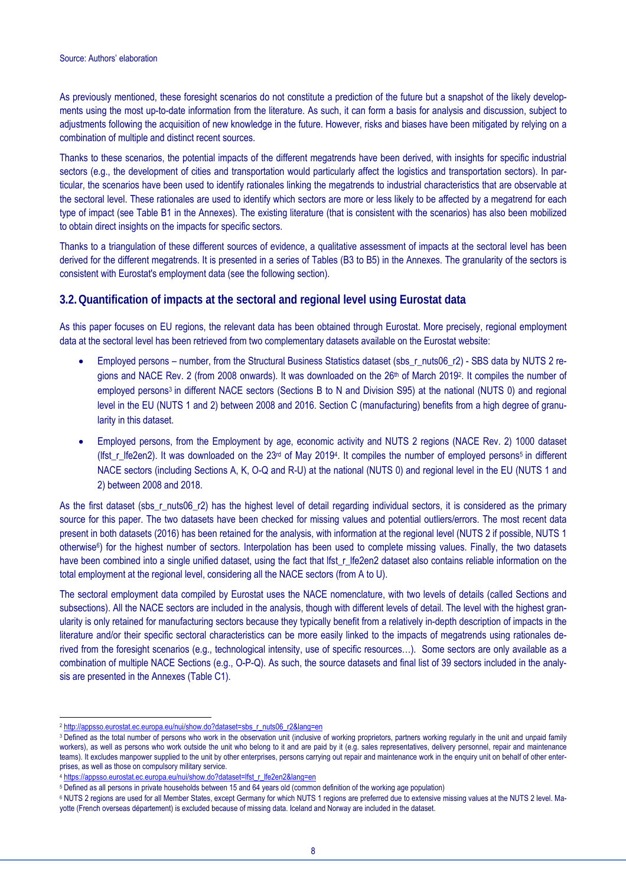Source: Authors' elaboration

As previously mentioned, these foresight scenarios do not constitute a prediction of the future but a snapshot of the likely developments using the most up-to-date information from the literature. As such, it can form a basis for analysis and discussion, subject to adjustments following the acquisition of new knowledge in the future. However, risks and biases have been mitigated by relying on a combination of multiple and distinct recent sources.

Thanks to these scenarios, the potential impacts of the different megatrends have been derived, with insights for specific industrial sectors (e.g., the development of cities and transportation would particularly affect the logistics and transportation sectors). In particular, the scenarios have been used to identify rationales linking the megatrends to industrial characteristics that are observable at the sectoral level. These rationales are used to identify which sectors are more or less likely to be affected by a megatrend for each type of impact (see Table B1 in the Annexes). The existing literature (that is consistent with the scenarios) has also been mobilized to obtain direct insights on the impacts for specific sectors.

Thanks to a triangulation of these different sources of evidence, a qualitative assessment of impacts at the sectoral level has been derived for the different megatrends. It is presented in a series of Tables (B3 to B5) in the Annexes. The granularity of the sectors is consistent with Eurostat's employment data (see the following section).

## 3.2. Quantification of impacts at the sectoral and regional level using Eurostat data

As this paper focuses on EU regions, the relevant data has been obtained through Eurostat. More precisely, regional employment data at the sectoral level has been retrieved from two complementary datasets available on the Eurostat website:

- Employed persons – number, from the Structural Business Statistics dataset (sbs_r_nuts06_r2) - SBS data by NUTS 2 regions and NACE Rev. 2 (from 2008 onwards). It was downloaded on the 26th of March 2019[2]. It compiles the number of employed persons[3] in different NACE sectors (Sections B to N and Division S95) at the national (NUTS 0) and regional level in the EU (NUTS 1 and 2) between 2008 and 2016. Section C (manufacturing) benefits from a high degree of granularity in this dataset.
- Employed persons, from the Employment by age, economic activity and NUTS 2 regions (NACE Rev. 2) 1000 dataset (lfst_r_lfe2en2). It was downloaded on the 23rd of May 2019[4]. It compiles the number of employed persons[5] in different NACE sectors (including Sections A, K, O-Q and R-U) at the national (NUTS 0) and regional level in the EU (NUTS 1 and 2) between 2008 and 2018.

As the first dataset (sbs_r_nuts06_r2) has the highest level of detail regarding individual sectors, it is considered as the primary source for this paper. The two datasets have been checked for missing values and potential outliers/errors. The most recent data present in both datasets (2016) has been retained for the analysis, with information at the regional level (NUTS 2 if possible, NUTS 1 otherwise[6]) for the highest number of sectors. Interpolation has been used to complete missing values. Finally, the two datasets have been combined into a single unified dataset, using the fact that lfst_r_lfe2en2 dataset also contains reliable information on the total employment at the regional level, considering all the NACE sectors (from A to U).

The sectoral employment data compiled by Eurostat uses the NACE nomenclature, with two levels of details (called Sections and subsections). All the NACE sectors are included in the analysis, though with different levels of detail. The level with the highest granularity is only retained for manufacturing sectors because they typically benefit from a relatively in-depth description of impacts in the literature and/or their specific sectoral characteristics can be more easily linked to the impacts of megatrends using rationales derived from the foresight scenarios (e.g., technological intensity, use of specific resources…). Some sectors are only available as a combination of multiple NACE Sections (e.g., O-P-Q). As such, the source datasets and final list of 39 sectors included in the analysis are presented in the Annexes (Table C1).

---

[2] http://appsso.eurostat.ec.europa.eu/nui/show.do?dataset=sbs_r_nuts06_r2&lang=en

[3] Defined as the total number of persons who work in the observation unit (inclusive of working proprietors, partners working regularly in the unit and unpaid family workers), as well as persons who work outside the unit who belong to it and are paid by it (e.g. sales representatives, delivery personnel, repair and maintenance teams). It excludes manpower supplied to the unit by other enterprises, persons carrying out repair and maintenance work in the enquiry unit on behalf of other enterprises, as well as those on compulsory military service.

[4] https://appsso.eurostat.ec.europa.eu/nui/show.do?dataset=lfst_r_lfe2en2&lang=en

[5] Defined as all persons in private households between 15 and 64 years old (common definition of the working age population)

[6] NUTS 2 regions are used for all Member States, except Germany for which NUTS 1 regions are preferred due to extensive missing values at the NUTS 2 level. Mayotte (French overseas département) is excluded because of missing data. Iceland and Norway are included in the dataset.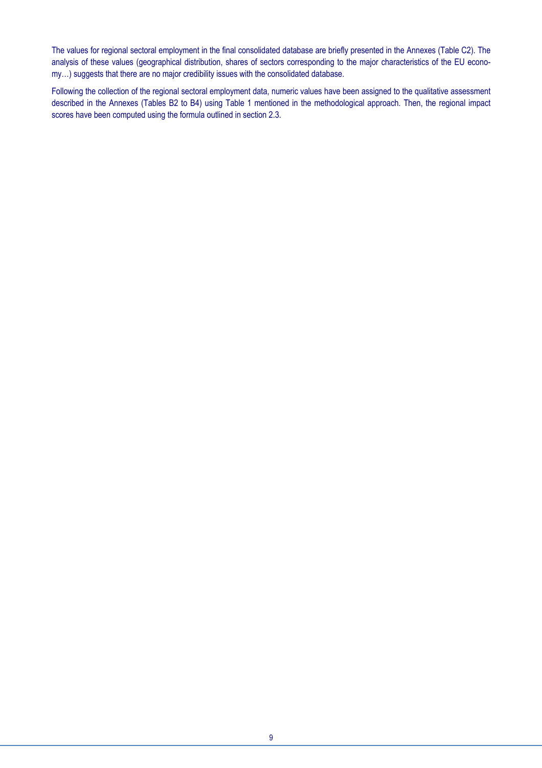The values for regional sectoral employment in the final consolidated database are briefly presented in the Annexes (Table C2). The analysis of these values (geographical distribution, shares of sectors corresponding to the major characteristics of the EU economy…) suggests that there are no major credibility issues with the consolidated database.

Following the collection of the regional sectoral employment data, numeric values have been assigned to the qualitative assessment described in the Annexes (Tables B2 to B4) using Table 1 mentioned in the methodological approach. Then, the regional impact scores have been computed using the formula outlined in section 2.3.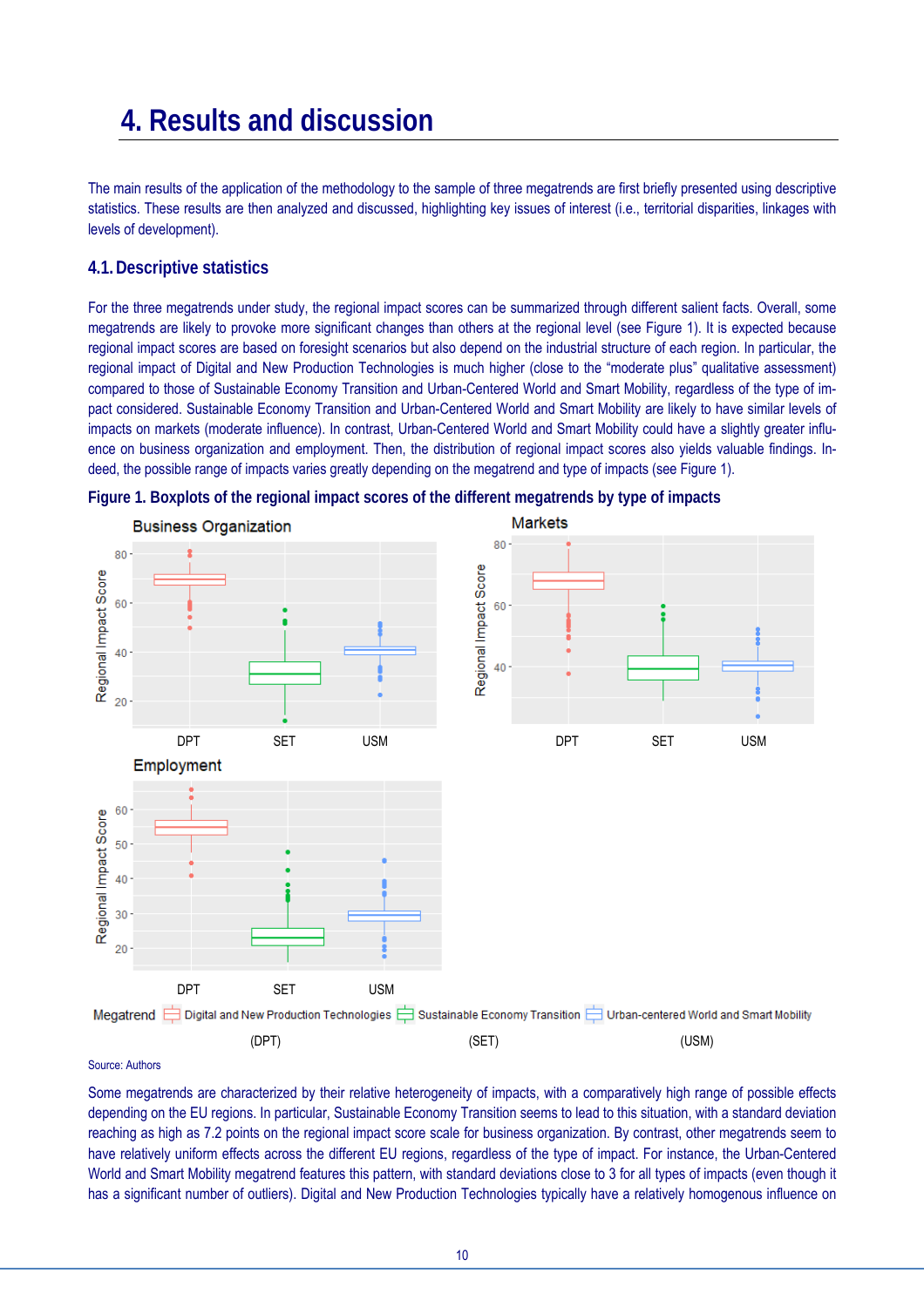# 4. Results and discussion

The main results of the application of the methodology to the sample of three megatrends are first briefly presented using descriptive statistics. These results are then analyzed and discussed, highlighting key issues of interest (i.e., territorial disparities, linkages with levels of development).

## 4.1. Descriptive statistics

For the three megatrends under study, the regional impact scores can be summarized through different salient facts. Overall, some megatrends are likely to provoke more significant changes than others at the regional level (see Figure 1). It is expected because regional impact scores are based on foresight scenarios but also depend on the industrial structure of each region. In particular, the regional impact of Digital and New Production Technologies is much higher (close to the "moderate plus" qualitative assessment) compared to those of Sustainable Economy Transition and Urban-Centered World and Smart Mobility, regardless of the type of impact considered. Sustainable Economy Transition and Urban-Centered World and Smart Mobility are likely to have similar levels of impacts on markets (moderate influence). In contrast, Urban-Centered World and Smart Mobility could have a slightly greater influence on business organization and employment. Then, the distribution of regional impact scores also yields valuable findings. Indeed, the possible range of impacts varies greatly depending on the megatrend and type of impacts (see Figure 1).

**Figure 1. Boxplots of the regional impact scores of the different megatrends by type of impacts**

Megatrend: Digital and New Production Technologies (DPT); Sustainable Economy Transition (SET); Urban-centered World and Smart Mobility (USM)

Source: Authors

Some megatrends are characterized by their relative heterogeneity of impacts, with a comparatively high range of possible effects depending on the EU regions. In particular, Sustainable Economy Transition seems to lead to this situation, with a standard deviation reaching as high as 7.2 points on the regional impact score scale for business organization. By contrast, other megatrends seem to have relatively uniform effects across the different EU regions, regardless of the type of impact. For instance, the Urban-Centered World and Smart Mobility megatrend features this pattern, with standard deviations close to 3 for all types of impacts (even though it has a significant number of outliers). Digital and New Production Technologies typically have a relatively homogenous influence on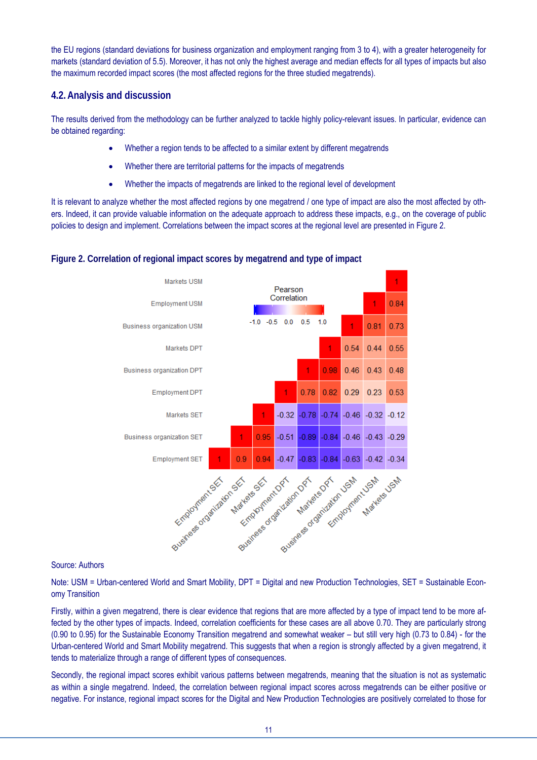the EU regions (standard deviations for business organization and employment ranging from 3 to 4), with a greater heterogeneity for markets (standard deviation of 5.5). Moreover, it has not only the highest average and median effects for all types of impacts but also the maximum recorded impact scores (the most affected regions for the three studied megatrends).

## 4.2. Analysis and discussion

The results derived from the methodology can be further analyzed to tackle highly policy-relevant issues. In particular, evidence can be obtained regarding:

- Whether a region tends to be affected to a similar extent by different megatrends
- Whether there are territorial patterns for the impacts of megatrends
- Whether the impacts of megatrends are linked to the regional level of development

It is relevant to analyze whether the most affected regions by one megatrend / one type of impact are also the most affected by others. Indeed, it can provide valuable information on the adequate approach to address these impacts, e.g., on the coverage of public policies to design and implement. Correlations between the impact scores at the regional level are presented in Figure 2.

**Figure 2. Correlation of regional impact scores by megatrend and type of impact**

Pearson Correlation

| | Employment SET | Business organization SET | Markets SET | Employment DPT | Business organization DPT | Markets DPT | Business organization USM | Employment USM | Markets USM |
|---|---|---|---|---|---|---|---|---|---|
| Markets USM | | | | | | | | | 1 |
| Employment USM | | | | | | | | 1 | 0.84 |
| Business organization USM | | | | | | | 1 | 0.81 | 0.73 |
| Markets DPT | | | | | | 1 | 0.54 | 0.44 | 0.55 |
| Business organization DPT | | | | | 1 | 0.98 | 0.46 | 0.43 | 0.48 |
| Employment DPT | | | | 1 | 0.78 | 0.82 | 0.29 | 0.23 | 0.53 |
| Markets SET | | | 1 | -0.32 | -0.78 | -0.74 | -0.46 | -0.32 | -0.12 |
| Business organization SET | | 1 | 0.95 | -0.51 | -0.89 | -0.84 | -0.46 | -0.43 | -0.29 |
| Employment SET | 1 | 0.9 | 0.94 | -0.47 | -0.83 | -0.84 | -0.63 | -0.42 | -0.34 |

Source: Authors

Note: USM = Urban-centered World and Smart Mobility, DPT = Digital and new Production Technologies, SET = Sustainable Economy Transition

Firstly, within a given megatrend, there is clear evidence that regions that are more affected by a type of impact tend to be more affected by the other types of impacts. Indeed, correlation coefficients for these cases are all above 0.70. They are particularly strong (0.90 to 0.95) for the Sustainable Economy Transition megatrend and somewhat weaker – but still very high (0.73 to 0.84) - for the Urban-centered World and Smart Mobility megatrend. This suggests that when a region is strongly affected by a given megatrend, it tends to materialize through a range of different types of consequences.

Secondly, the regional impact scores exhibit various patterns between megatrends, meaning that the situation is not as systematic as within a single megatrend. Indeed, the correlation between regional impact scores across megatrends can be either positive or negative. For instance, regional impact scores for the Digital and New Production Technologies are positively correlated to those for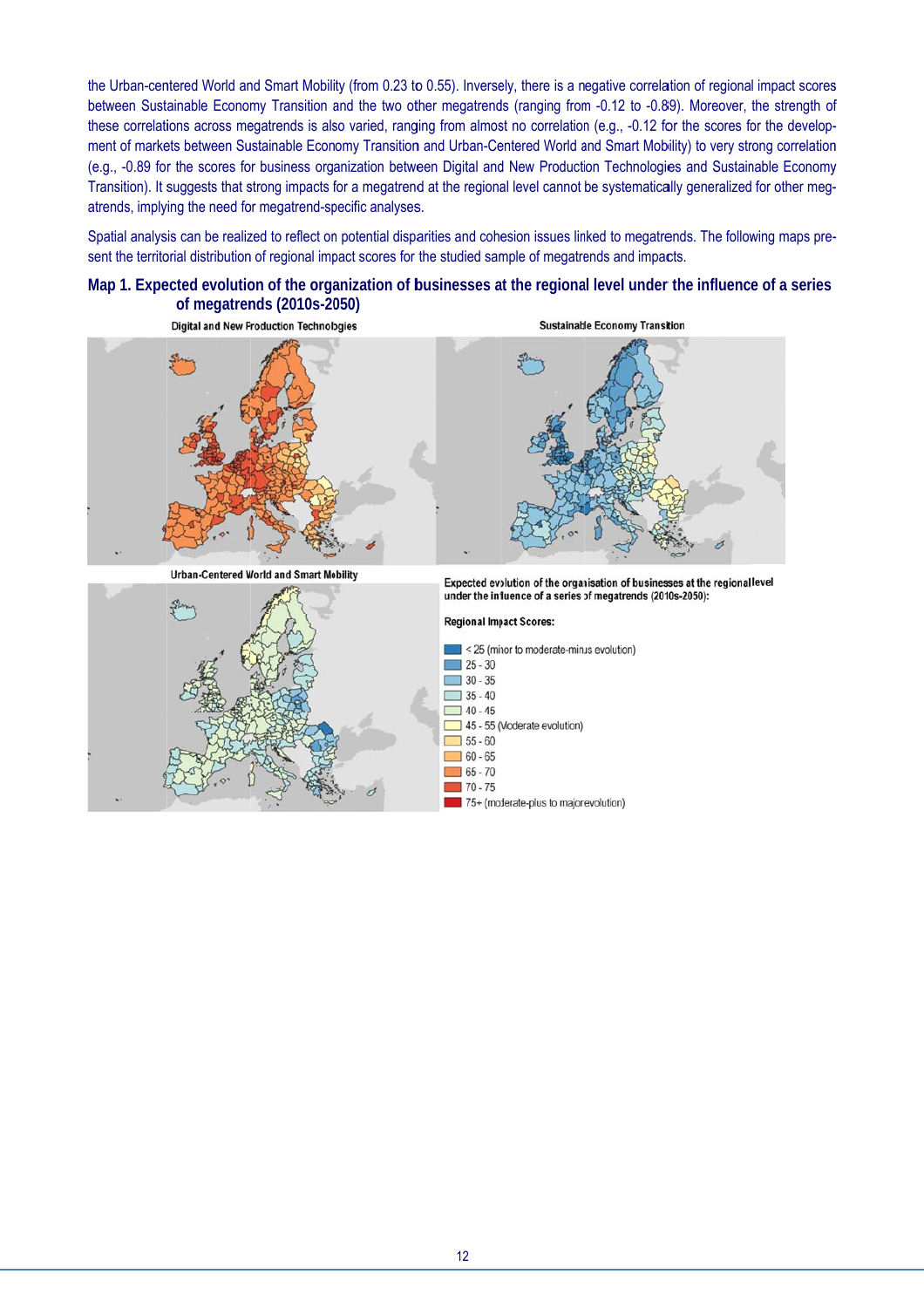the Urban-centered World and Smart Mobility (from 0.23 to 0.55). Inversely, there is a negative correlation of regional impact scores between Sustainable Economy Transition and the two other megatrends (ranging from -0.12 to -0.89). Moreover, the strength of these correlations across megatrends is also varied, ranging from almost no correlation (e.g., -0.12 for the scores for the development of markets between Sustainable Economy Transition and Urban-Centered World and Smart Mobility) to very strong correlation (e.g., -0.89 for the scores for business organization between Digital and New Production Technologies and Sustainable Economy Transition). It suggests that strong impacts for a megatrend at the regional level cannot be systematically generalized for other megatrends, implying the need for megatrend-specific analyses.

Spatial analysis can be realized to reflect on potential disparities and cohesion issues linked to megatrends. The following maps present the territorial distribution of regional impact scores for the studied sample of megatrends and impacts.

**Map 1. Expected evolution of the organization of businesses at the regional level under the influence of a series of megatrends (2010s-2050)**

Digital and New Production Technologies

Sustainable Economy Transition

Urban-Centered World and Smart Mobility

Expected evolution of the organisation of businesses at the regional level under the influence of a series of megatrends (2010s-2050):

Regional Impact Scores:

- < 25 (minor to moderate-minus evolution)
- 25 - 30
- 30 - 35
- 35 - 40
- 40 - 45
- 45 - 55 (Moderate evolution)
- 55 - 60
- 60 - 65
- 65 - 70
- 70 - 75
- 75+ (moderate-plus to major evolution)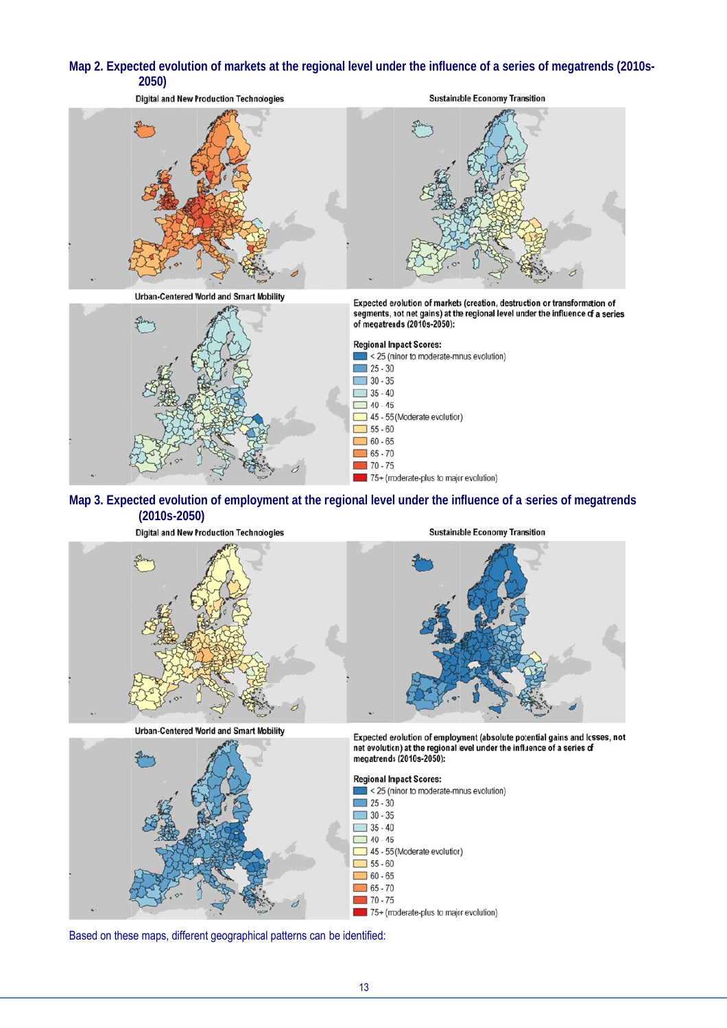**Map 2. Expected evolution of markets at the regional level under the influence of a series of megatrends (2010s-2050)**

Digital and New Production Technologies

Sustainable Economy Transition

Urban-Centered World and Smart Mobility

Expected evolution of markets (creation, destruction or transformation of segments, not net gains) at the regional level under the influence of a series of megatrends (2010s-2050):

Regional Impact Scores:

- < 25 (minor to moderate-minus evolution)
- 25 - 30
- 30 - 35
- 35 - 40
- 40 - 45
- 45 - 55 (Moderate evolution)
- 55 - 60
- 60 - 65
- 65 - 70
- 70 - 75
- 75+ (moderate-plus to major evolution)

**Map 3. Expected evolution of employment at the regional level under the influence of a series of megatrends (2010s-2050)**

Digital and New Production Technologies

Sustainable Economy Transition

Urban-Centered World and Smart Mobility

Expected evolution of employment (absolute potential gains and losses, not net evolution) at the regional level under the influence of a series of megatrends (2010s-2050):

Regional Impact Scores:

- < 25 (minor to moderate-minus evolution)
- 25 - 30
- 30 - 35
- 35 - 40
- 40 - 45
- 45 - 55 (Moderate evolution)
- 55 - 60
- 60 - 65
- 65 - 70
- 70 - 75
- 75+ (moderate-plus to major evolution)

Based on these maps, different geographical patterns can be identified: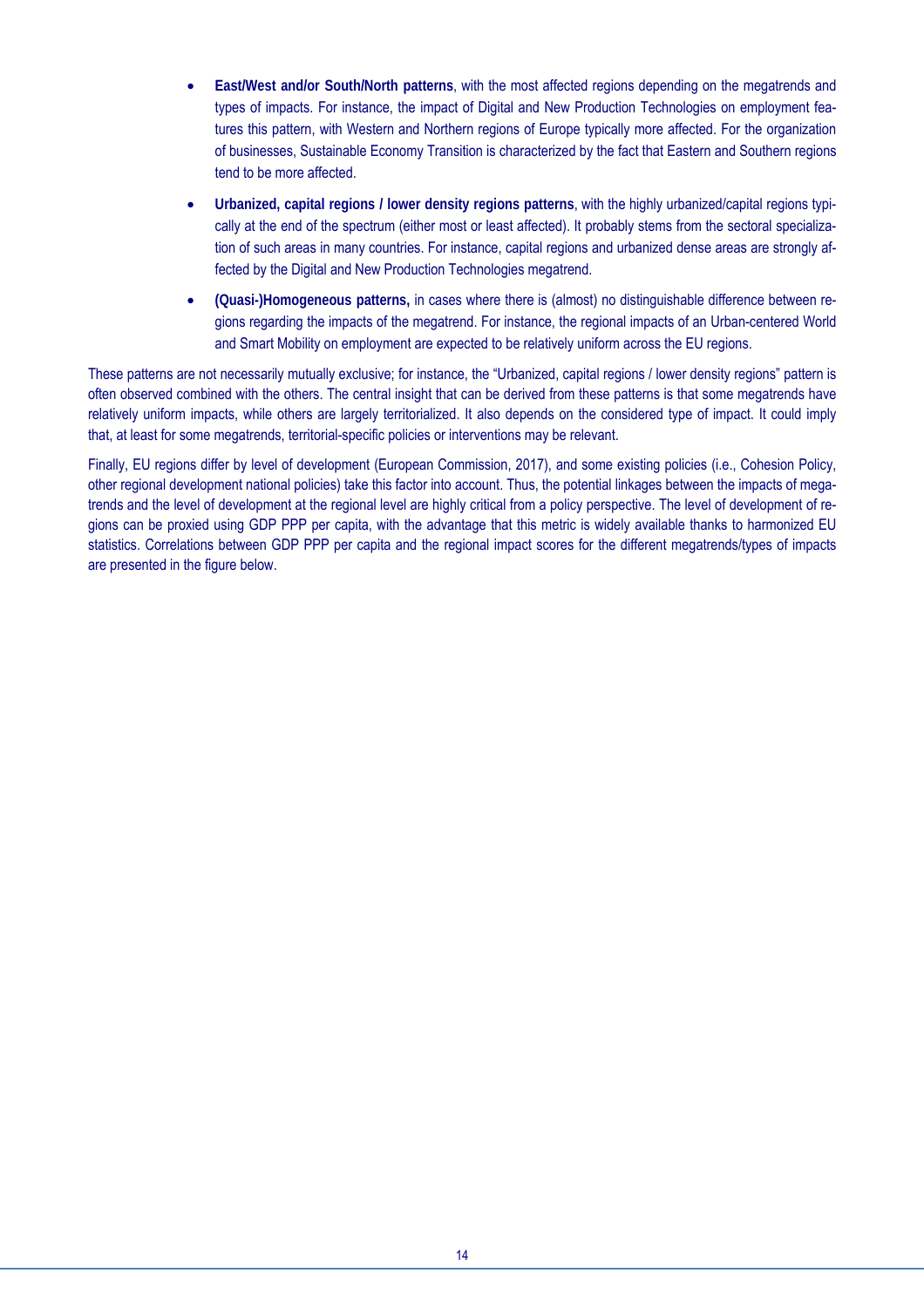- **East/West and/or South/North patterns**, with the most affected regions depending on the megatrends and types of impacts. For instance, the impact of Digital and New Production Technologies on employment features this pattern, with Western and Northern regions of Europe typically more affected. For the organization of businesses, Sustainable Economy Transition is characterized by the fact that Eastern and Southern regions tend to be more affected.
- **Urbanized, capital regions / lower density regions patterns**, with the highly urbanized/capital regions typically at the end of the spectrum (either most or least affected). It probably stems from the sectoral specialization of such areas in many countries. For instance, capital regions and urbanized dense areas are strongly affected by the Digital and New Production Technologies megatrend.
- **(Quasi-)Homogeneous patterns,** in cases where there is (almost) no distinguishable difference between regions regarding the impacts of the megatrend. For instance, the regional impacts of an Urban-centered World and Smart Mobility on employment are expected to be relatively uniform across the EU regions.

These patterns are not necessarily mutually exclusive; for instance, the "Urbanized, capital regions / lower density regions" pattern is often observed combined with the others. The central insight that can be derived from these patterns is that some megatrends have relatively uniform impacts, while others are largely territorialized. It also depends on the considered type of impact. It could imply that, at least for some megatrends, territorial-specific policies or interventions may be relevant.

Finally, EU regions differ by level of development (European Commission, 2017), and some existing policies (i.e., Cohesion Policy, other regional development national policies) take this factor into account. Thus, the potential linkages between the impacts of megatrends and the level of development at the regional level are highly critical from a policy perspective. The level of development of regions can be proxied using GDP PPP per capita, with the advantage that this metric is widely available thanks to harmonized EU statistics. Correlations between GDP PPP per capita and the regional impact scores for the different megatrends/types of impacts are presented in the figure below.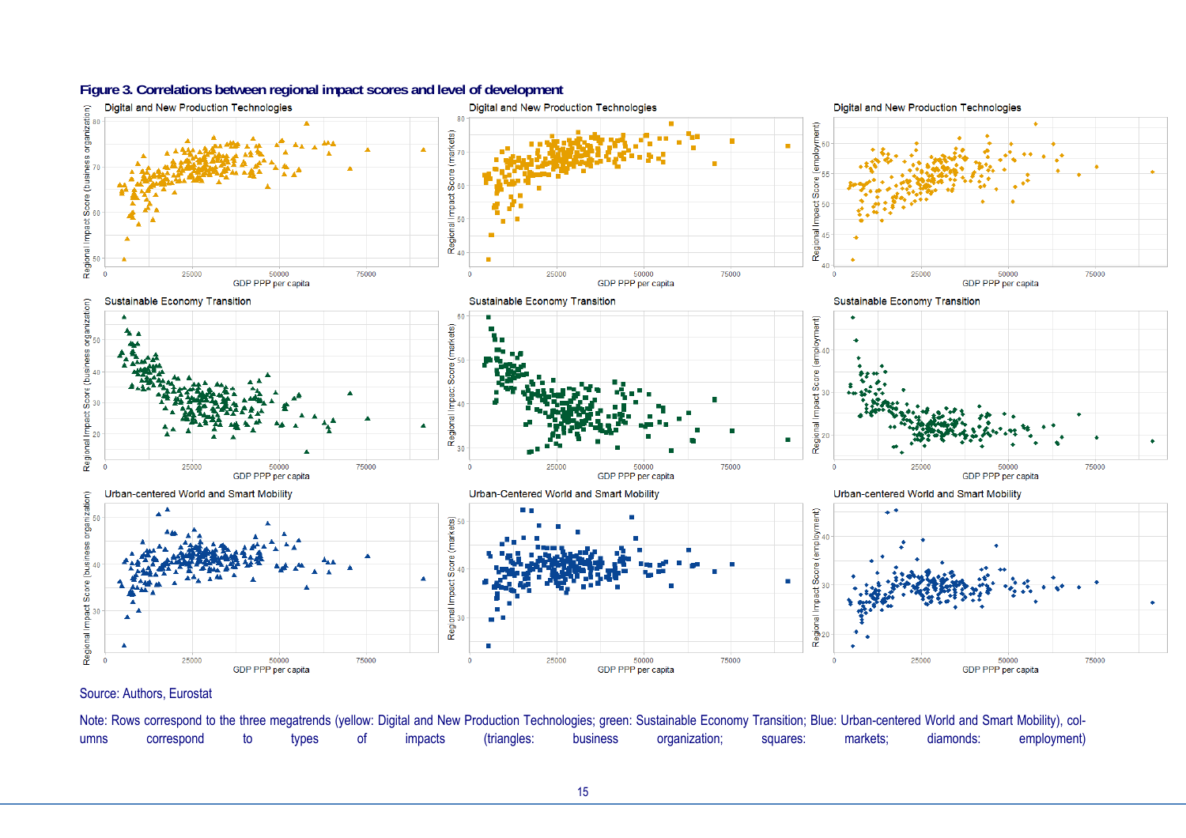**Figure 3. Correlations between regional impact scores and level of development**

Source: Authors, Eurostat

Note: Rows correspond to the three megatrends (yellow: Digital and New Production Technologies; green: Sustainable Economy Transition; Blue: Urban-centered World and Smart Mobility), columns correspond to types of impacts (triangles: business organization; squares: markets; diamonds: employment)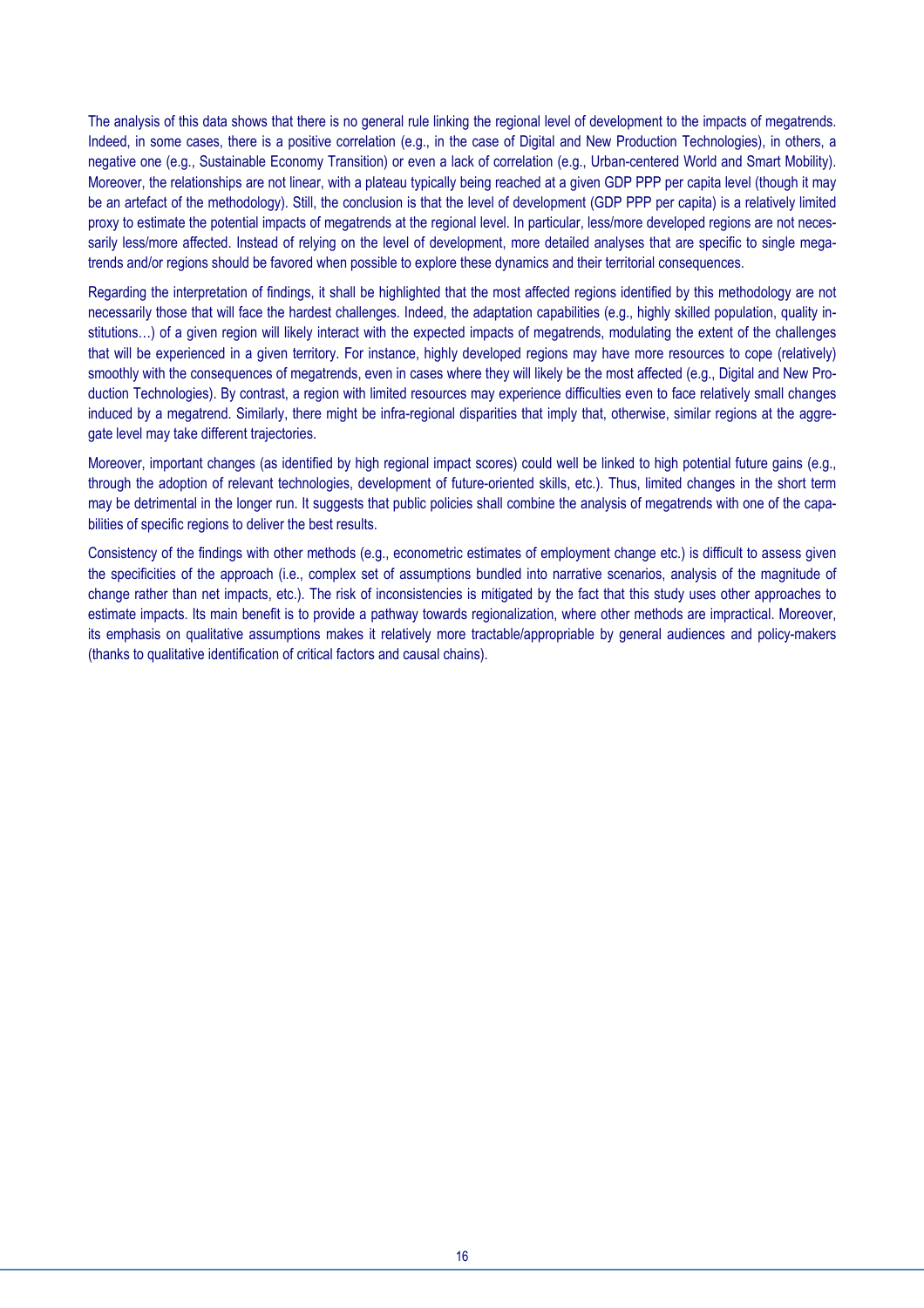The analysis of this data shows that there is no general rule linking the regional level of development to the impacts of megatrends. Indeed, in some cases, there is a positive correlation (e.g., in the case of Digital and New Production Technologies), in others, a negative one (e.g., Sustainable Economy Transition) or even a lack of correlation (e.g., Urban-centered World and Smart Mobility). Moreover, the relationships are not linear, with a plateau typically being reached at a given GDP PPP per capita level (though it may be an artefact of the methodology). Still, the conclusion is that the level of development (GDP PPP per capita) is a relatively limited proxy to estimate the potential impacts of megatrends at the regional level. In particular, less/more developed regions are not necessarily less/more affected. Instead of relying on the level of development, more detailed analyses that are specific to single megatrends and/or regions should be favored when possible to explore these dynamics and their territorial consequences.

Regarding the interpretation of findings, it shall be highlighted that the most affected regions identified by this methodology are not necessarily those that will face the hardest challenges. Indeed, the adaptation capabilities (e.g., highly skilled population, quality institutions…) of a given region will likely interact with the expected impacts of megatrends, modulating the extent of the challenges that will be experienced in a given territory. For instance, highly developed regions may have more resources to cope (relatively) smoothly with the consequences of megatrends, even in cases where they will likely be the most affected (e.g., Digital and New Production Technologies). By contrast, a region with limited resources may experience difficulties even to face relatively small changes induced by a megatrend. Similarly, there might be infra-regional disparities that imply that, otherwise, similar regions at the aggregate level may take different trajectories.

Moreover, important changes (as identified by high regional impact scores) could well be linked to high potential future gains (e.g., through the adoption of relevant technologies, development of future-oriented skills, etc.). Thus, limited changes in the short term may be detrimental in the longer run. It suggests that public policies shall combine the analysis of megatrends with one of the capabilities of specific regions to deliver the best results.

Consistency of the findings with other methods (e.g., econometric estimates of employment change etc.) is difficult to assess given the specificities of the approach (i.e., complex set of assumptions bundled into narrative scenarios, analysis of the magnitude of change rather than net impacts, etc.). The risk of inconsistencies is mitigated by the fact that this study uses other approaches to estimate impacts. Its main benefit is to provide a pathway towards regionalization, where other methods are impractical. Moreover, its emphasis on qualitative assumptions makes it relatively more tractable/appropriable by general audiences and policy-makers (thanks to qualitative identification of critical factors and causal chains).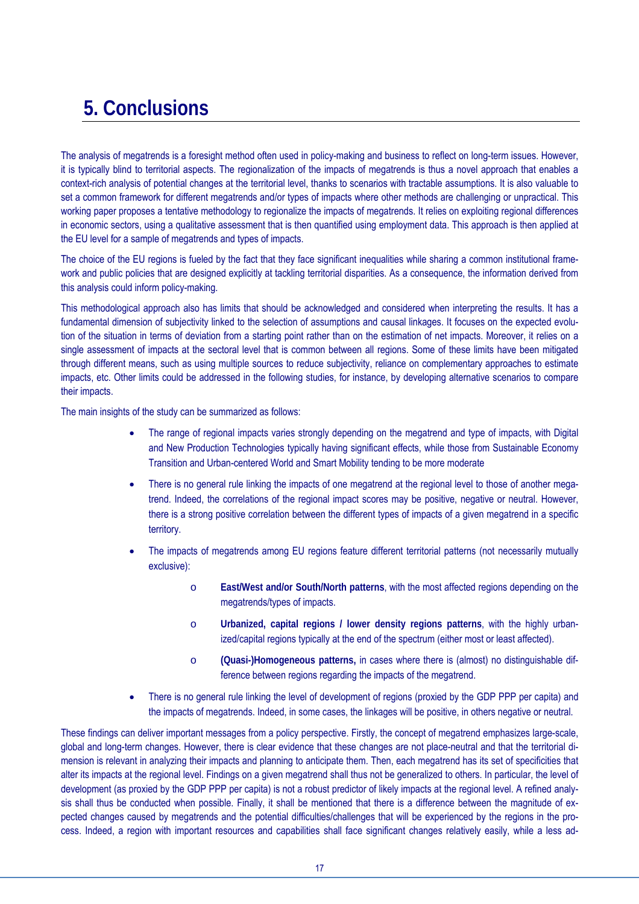# 5. Conclusions

The analysis of megatrends is a foresight method often used in policy-making and business to reflect on long-term issues. However, it is typically blind to territorial aspects. The regionalization of the impacts of megatrends is thus a novel approach that enables a context-rich analysis of potential changes at the territorial level, thanks to scenarios with tractable assumptions. It is also valuable to set a common framework for different megatrends and/or types of impacts where other methods are challenging or unpractical. This working paper proposes a tentative methodology to regionalize the impacts of megatrends. It relies on exploiting regional differences in economic sectors, using a qualitative assessment that is then quantified using employment data. This approach is then applied at the EU level for a sample of megatrends and types of impacts.

The choice of the EU regions is fueled by the fact that they face significant inequalities while sharing a common institutional framework and public policies that are designed explicitly at tackling territorial disparities. As a consequence, the information derived from this analysis could inform policy-making.

This methodological approach also has limits that should be acknowledged and considered when interpreting the results. It has a fundamental dimension of subjectivity linked to the selection of assumptions and causal linkages. It focuses on the expected evolution of the situation in terms of deviation from a starting point rather than on the estimation of net impacts. Moreover, it relies on a single assessment of impacts at the sectoral level that is common between all regions. Some of these limits have been mitigated through different means, such as using multiple sources to reduce subjectivity, reliance on complementary approaches to estimate impacts, etc. Other limits could be addressed in the following studies, for instance, by developing alternative scenarios to compare their impacts.

The main insights of the study can be summarized as follows:

- The range of regional impacts varies strongly depending on the megatrend and type of impacts, with Digital and New Production Technologies typically having significant effects, while those from Sustainable Economy Transition and Urban-centered World and Smart Mobility tending to be more moderate
- There is no general rule linking the impacts of one megatrend at the regional level to those of another megatrend. Indeed, the correlations of the regional impact scores may be positive, negative or neutral. However, there is a strong positive correlation between the different types of impacts of a given megatrend in a specific territory.
- The impacts of megatrends among EU regions feature different territorial patterns (not necessarily mutually exclusive):
    - **East/West and/or South/North patterns**, with the most affected regions depending on the megatrends/types of impacts.
    - **Urbanized, capital regions / lower density regions patterns**, with the highly urbanized/capital regions typically at the end of the spectrum (either most or least affected).
    - **(Quasi-)Homogeneous patterns,** in cases where there is (almost) no distinguishable difference between regions regarding the impacts of the megatrend.
- There is no general rule linking the level of development of regions (proxied by the GDP PPP per capita) and the impacts of megatrends. Indeed, in some cases, the linkages will be positive, in others negative or neutral.

These findings can deliver important messages from a policy perspective. Firstly, the concept of megatrend emphasizes large-scale, global and long-term changes. However, there is clear evidence that these changes are not place-neutral and that the territorial dimension is relevant in analyzing their impacts and planning to anticipate them. Then, each megatrend has its set of specificities that alter its impacts at the regional level. Findings on a given megatrend shall thus not be generalized to others. In particular, the level of development (as proxied by the GDP PPP per capita) is not a robust predictor of likely impacts at the regional level. A refined analysis shall thus be conducted when possible. Finally, it shall be mentioned that there is a difference between the magnitude of expected changes caused by megatrends and the potential difficulties/challenges that will be experienced by the regions in the process. Indeed, a region with important resources and capabilities shall face significant changes relatively easily, while a less ad-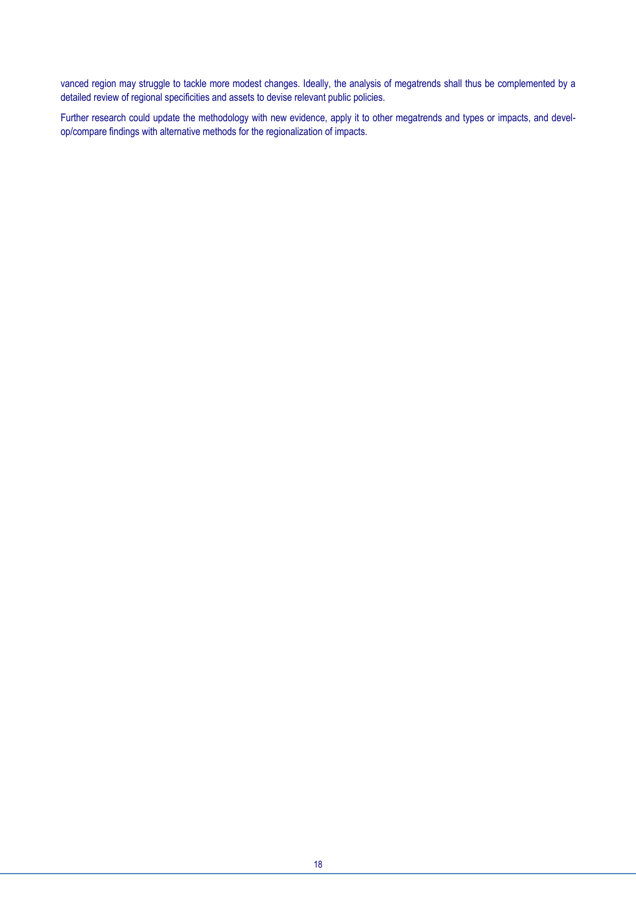vanced region may struggle to tackle more modest changes. Ideally, the analysis of megatrends shall thus be complemented by a detailed review of regional specificities and assets to devise relevant public policies.

Further research could update the methodology with new evidence, apply it to other megatrends and types or impacts, and develop/compare findings with alternative methods for the regionalization of impacts.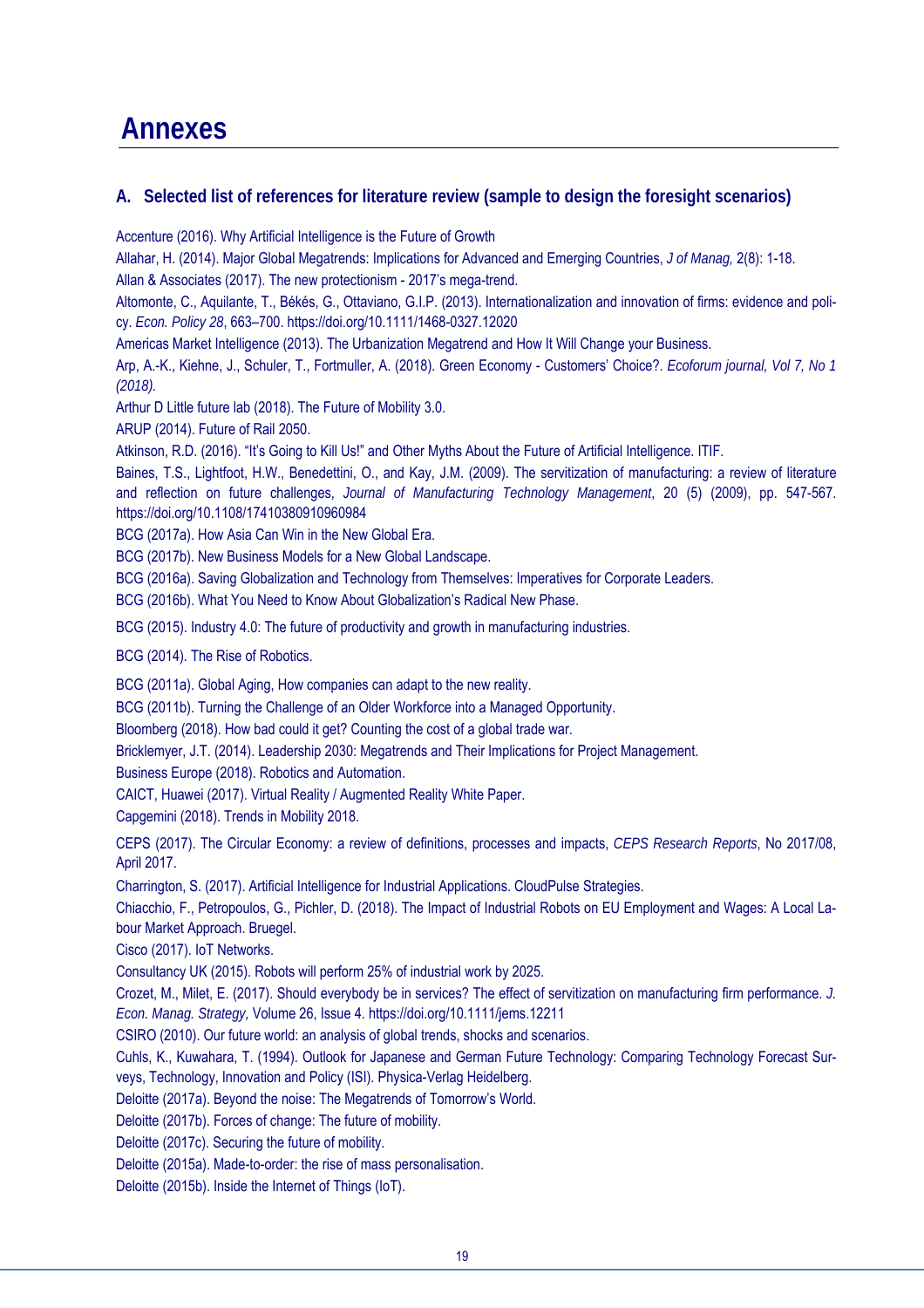# Annexes

## A. Selected list of references for literature review (sample to design the foresight scenarios)

Accenture (2016). Why Artificial Intelligence is the Future of Growth

Allahar, H. (2014). Major Global Megatrends: Implications for Advanced and Emerging Countries, *J of Manag,* 2(8): 1-18.

Allan & Associates (2017). The new protectionism - 2017's mega-trend.

Altomonte, C., Aquilante, T., Békés, G., Ottaviano, G.I.P. (2013). Internationalization and innovation of firms: evidence and policy. *Econ. Policy 28*, 663–700. https://doi.org/10.1111/1468-0327.12020

Americas Market Intelligence (2013). The Urbanization Megatrend and How It Will Change your Business.

Arp, A.-K., Kiehne, J., Schuler, T., Fortmuller, A. (2018). Green Economy - Customers' Choice?. *Ecoforum journal, Vol 7, No 1 (2018).*

Arthur D Little future lab (2018). The Future of Mobility 3.0.

ARUP (2014). Future of Rail 2050.

Atkinson, R.D. (2016). "It's Going to Kill Us!" and Other Myths About the Future of Artificial Intelligence. ITIF.

Baines, T.S., Lightfoot, H.W., Benedettini, O., and Kay, J.M. (2009). The servitization of manufacturing: a review of literature and reflection on future challenges, *Journal of Manufacturing Technology Management*, 20 (5) (2009), pp. 547-567. https://doi.org/10.1108/17410380910960984

BCG (2017a). How Asia Can Win in the New Global Era.

BCG (2017b). New Business Models for a New Global Landscape.

BCG (2016a). Saving Globalization and Technology from Themselves: Imperatives for Corporate Leaders.

BCG (2016b). What You Need to Know About Globalization's Radical New Phase.

BCG (2015). Industry 4.0: The future of productivity and growth in manufacturing industries.

BCG (2014). The Rise of Robotics.

BCG (2011a). Global Aging, How companies can adapt to the new reality.

BCG (2011b). Turning the Challenge of an Older Workforce into a Managed Opportunity.

Bloomberg (2018). How bad could it get? Counting the cost of a global trade war.

Bricklemyer, J.T. (2014). Leadership 2030: Megatrends and Their Implications for Project Management.

Business Europe (2018). Robotics and Automation.

CAICT, Huawei (2017). Virtual Reality / Augmented Reality White Paper.

Capgemini (2018). Trends in Mobility 2018.

CEPS (2017). The Circular Economy: a review of definitions, processes and impacts, *CEPS Research Reports*, No 2017/08, April 2017.

Charrington, S. (2017). Artificial Intelligence for Industrial Applications. CloudPulse Strategies.

Chiacchio, F., Petropoulos, G., Pichler, D. (2018). The Impact of Industrial Robots on EU Employment and Wages: A Local Labour Market Approach. Bruegel.

Cisco (2017). IoT Networks.

Consultancy UK (2015). Robots will perform 25% of industrial work by 2025.

Crozet, M., Milet, E. (2017). Should everybody be in services? The effect of servitization on manufacturing firm performance. *J. Econ. Manag. Strategy,* Volume 26, Issue 4. https://doi.org/10.1111/jems.12211

CSIRO (2010). Our future world: an analysis of global trends, shocks and scenarios.

Cuhls, K., Kuwahara, T. (1994). Outlook for Japanese and German Future Technology: Comparing Technology Forecast Surveys, Technology, Innovation and Policy (ISI). Physica-Verlag Heidelberg.

Deloitte (2017a). Beyond the noise: The Megatrends of Tomorrow's World.

Deloitte (2017b). Forces of change: The future of mobility.

Deloitte (2017c). Securing the future of mobility.

Deloitte (2015a). Made-to-order: the rise of mass personalisation.

Deloitte (2015b). Inside the Internet of Things (IoT).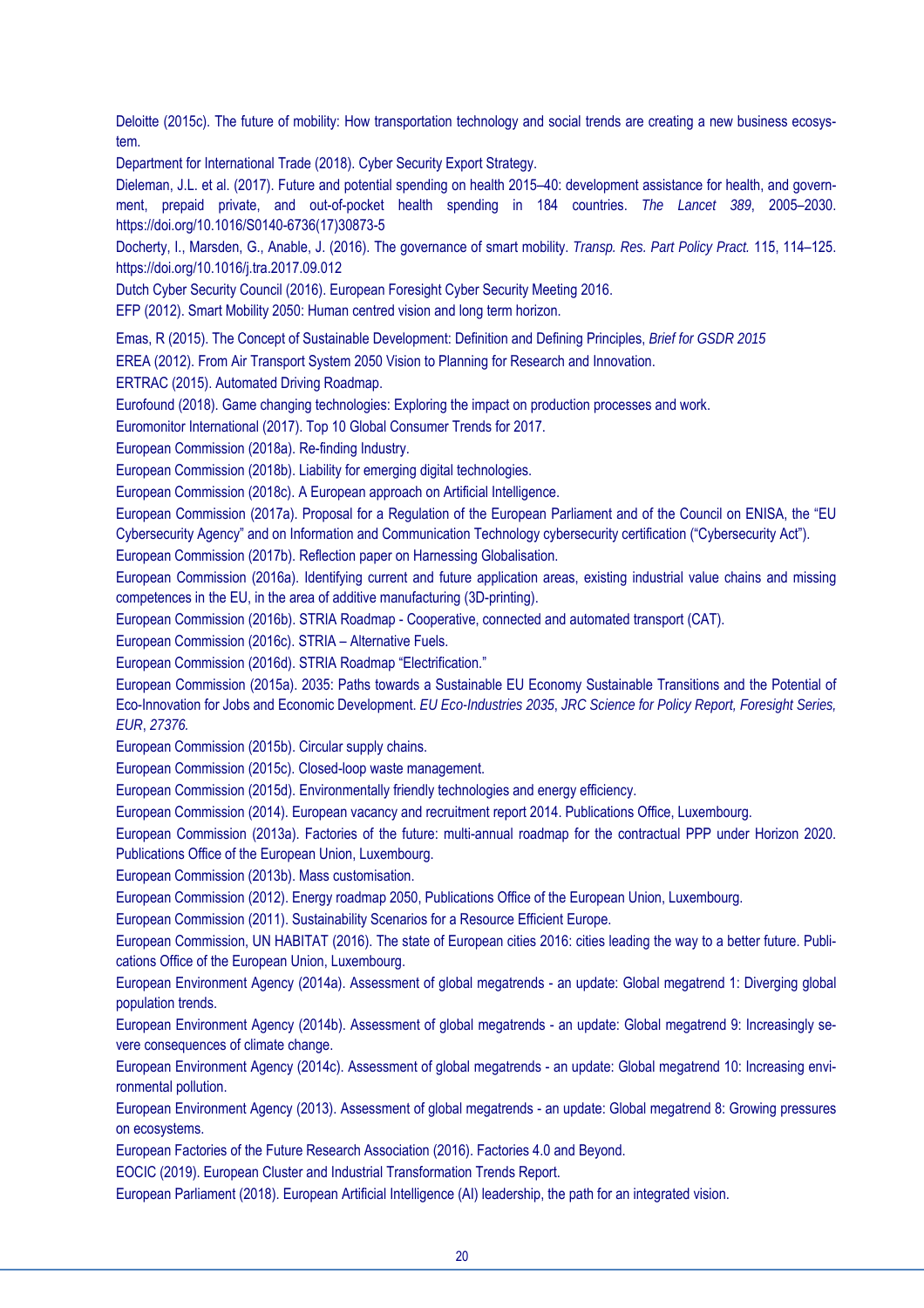Deloitte (2015c). The future of mobility: How transportation technology and social trends are creating a new business ecosystem.

Department for International Trade (2018). Cyber Security Export Strategy.

Dieleman, J.L. et al. (2017). Future and potential spending on health 2015–40: development assistance for health, and government, prepaid private, and out-of-pocket health spending in 184 countries. *The Lancet 389*, 2005–2030. https://doi.org/10.1016/S0140-6736(17)30873-5

Docherty, I., Marsden, G., Anable, J. (2016). The governance of smart mobility. *Transp. Res. Part Policy Pract.* 115, 114–125. https://doi.org/10.1016/j.tra.2017.09.012

Dutch Cyber Security Council (2016). European Foresight Cyber Security Meeting 2016.

EFP (2012). Smart Mobility 2050: Human centred vision and long term horizon.

Emas, R (2015). The Concept of Sustainable Development: Definition and Defining Principles, *Brief for GSDR 2015*

EREA (2012). From Air Transport System 2050 Vision to Planning for Research and Innovation.

ERTRAC (2015). Automated Driving Roadmap.

Eurofound (2018). Game changing technologies: Exploring the impact on production processes and work.

Euromonitor International (2017). Top 10 Global Consumer Trends for 2017.

European Commission (2018a). Re-finding Industry.

European Commission (2018b). Liability for emerging digital technologies.

European Commission (2018c). A European approach on Artificial Intelligence.

European Commission (2017a). Proposal for a Regulation of the European Parliament and of the Council on ENISA, the "EU Cybersecurity Agency" and on Information and Communication Technology cybersecurity certification ("Cybersecurity Act").

European Commission (2017b). Reflection paper on Harnessing Globalisation.

European Commission (2016a). Identifying current and future application areas, existing industrial value chains and missing competences in the EU, in the area of additive manufacturing (3D-printing).

European Commission (2016b). STRIA Roadmap - Cooperative, connected and automated transport (CAT).

European Commission (2016c). STRIA – Alternative Fuels.

European Commission (2016d). STRIA Roadmap "Electrification."

European Commission (2015a). 2035: Paths towards a Sustainable EU Economy Sustainable Transitions and the Potential of Eco-Innovation for Jobs and Economic Development. *EU Eco-Industries 2035, JRC Science for Policy Report, Foresight Series, EUR, 27376.*

European Commission (2015b). Circular supply chains.

European Commission (2015c). Closed-loop waste management.

European Commission (2015d). Environmentally friendly technologies and energy efficiency.

European Commission (2014). European vacancy and recruitment report 2014. Publications Office, Luxembourg.

European Commission (2013a). Factories of the future: multi-annual roadmap for the contractual PPP under Horizon 2020. Publications Office of the European Union, Luxembourg.

European Commission (2013b). Mass customisation.

European Commission (2012). Energy roadmap 2050, Publications Office of the European Union, Luxembourg.

European Commission (2011). Sustainability Scenarios for a Resource Efficient Europe.

European Commission, UN HABITAT (2016). The state of European cities 2016: cities leading the way to a better future. Publications Office of the European Union, Luxembourg.

European Environment Agency (2014a). Assessment of global megatrends - an update: Global megatrend 1: Diverging global population trends.

European Environment Agency (2014b). Assessment of global megatrends - an update: Global megatrend 9: Increasingly severe consequences of climate change.

European Environment Agency (2014c). Assessment of global megatrends - an update: Global megatrend 10: Increasing environmental pollution.

European Environment Agency (2013). Assessment of global megatrends - an update: Global megatrend 8: Growing pressures on ecosystems.

European Factories of the Future Research Association (2016). Factories 4.0 and Beyond.

EOCIC (2019). European Cluster and Industrial Transformation Trends Report.

European Parliament (2018). European Artificial Intelligence (AI) leadership, the path for an integrated vision.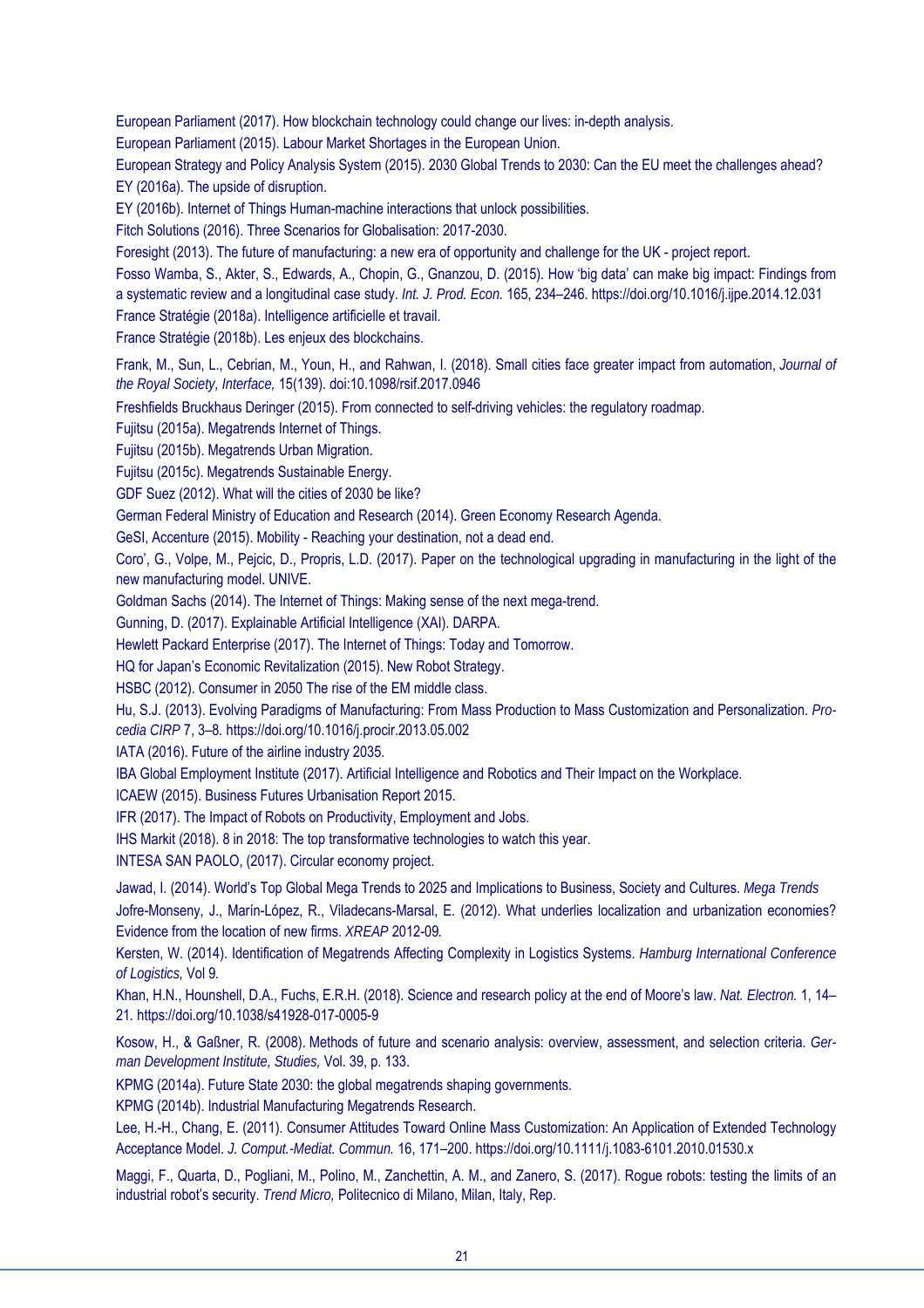European Parliament (2017). How blockchain technology could change our lives: in-depth analysis.

European Parliament (2015). Labour Market Shortages in the European Union.

European Strategy and Policy Analysis System (2015). 2030 Global Trends to 2030: Can the EU meet the challenges ahead?

EY (2016a). The upside of disruption.

EY (2016b). Internet of Things Human-machine interactions that unlock possibilities.

Fitch Solutions (2016). Three Scenarios for Globalisation: 2017-2030.

Foresight (2013). The future of manufacturing: a new era of opportunity and challenge for the UK - project report.

Fosso Wamba, S., Akter, S., Edwards, A., Chopin, G., Gnanzou, D. (2015). How 'big data' can make big impact: Findings from a systematic review and a longitudinal case study. *Int. J. Prod. Econ.* 165, 234–246. https://doi.org/10.1016/j.ijpe.2014.12.031

France Stratégie (2018a). Intelligence artificielle et travail.

France Stratégie (2018b). Les enjeux des blockchains.

Frank, M., Sun, L., Cebrian, M., Youn, H., and Rahwan, I. (2018). Small cities face greater impact from automation, *Journal of the Royal Society, Interface,* 15(139). doi:10.1098/rsif.2017.0946

Freshfields Bruckhaus Deringer (2015). From connected to self-driving vehicles: the regulatory roadmap.

Fujitsu (2015a). Megatrends Internet of Things.

Fujitsu (2015b). Megatrends Urban Migration.

Fujitsu (2015c). Megatrends Sustainable Energy.

GDF Suez (2012). What will the cities of 2030 be like?

German Federal Ministry of Education and Research (2014). Green Economy Research Agenda.

GeSI, Accenture (2015). Mobility - Reaching your destination, not a dead end.

Coro', G., Volpe, M., Pejcic, D., Propris, L.D. (2017). Paper on the technological upgrading in manufacturing in the light of the new manufacturing model. UNIVE.

Goldman Sachs (2014). The Internet of Things: Making sense of the next mega-trend.

Gunning, D. (2017). Explainable Artificial Intelligence (XAI). DARPA.

Hewlett Packard Enterprise (2017). The Internet of Things: Today and Tomorrow.

HQ for Japan's Economic Revitalization (2015). New Robot Strategy.

HSBC (2012). Consumer in 2050 The rise of the EM middle class.

Hu, S.J. (2013). Evolving Paradigms of Manufacturing: From Mass Production to Mass Customization and Personalization. *Procedia CIRP* 7, 3–8. https://doi.org/10.1016/j.procir.2013.05.002

IATA (2016). Future of the airline industry 2035.

IBA Global Employment Institute (2017). Artificial Intelligence and Robotics and Their Impact on the Workplace.

ICAEW (2015). Business Futures Urbanisation Report 2015.

IFR (2017). The Impact of Robots on Productivity, Employment and Jobs.

IHS Markit (2018). 8 in 2018: The top transformative technologies to watch this year.

INTESA SAN PAOLO, (2017). Circular economy project.

Jawad, I. (2014). World's Top Global Mega Trends to 2025 and Implications to Business, Society and Cultures. *Mega Trends*

Jofre-Monseny, J., Marín-López, R., Viladecans-Marsal, E. (2012). What underlies localization and urbanization economies? Evidence from the location of new firms. *XREAP* 2012-09.

Kersten, W. (2014). Identification of Megatrends Affecting Complexity in Logistics Systems. *Hamburg International Conference of Logistics,* Vol 9.

Khan, H.N., Hounshell, D.A., Fuchs, E.R.H. (2018). Science and research policy at the end of Moore's law. *Nat. Electron.* 1, 14–21. https://doi.org/10.1038/s41928-017-0005-9

Kosow, H., & Gaßner, R. (2008). Methods of future and scenario analysis: overview, assessment, and selection criteria. *German Development Institute, Studies,* Vol. 39, p. 133.

KPMG (2014a). Future State 2030: the global megatrends shaping governments.

KPMG (2014b). Industrial Manufacturing Megatrends Research.

Lee, H.-H., Chang, E. (2011). Consumer Attitudes Toward Online Mass Customization: An Application of Extended Technology Acceptance Model. *J. Comput.-Mediat. Commun.* 16, 171–200. https://doi.org/10.1111/j.1083-6101.2010.01530.x

Maggi, F., Quarta, D., Pogliani, M., Polino, M., Zanchettin, A. M., and Zanero, S. (2017). Rogue robots: testing the limits of an industrial robot's security. *Trend Micro,* Politecnico di Milano, Milan, Italy, Rep.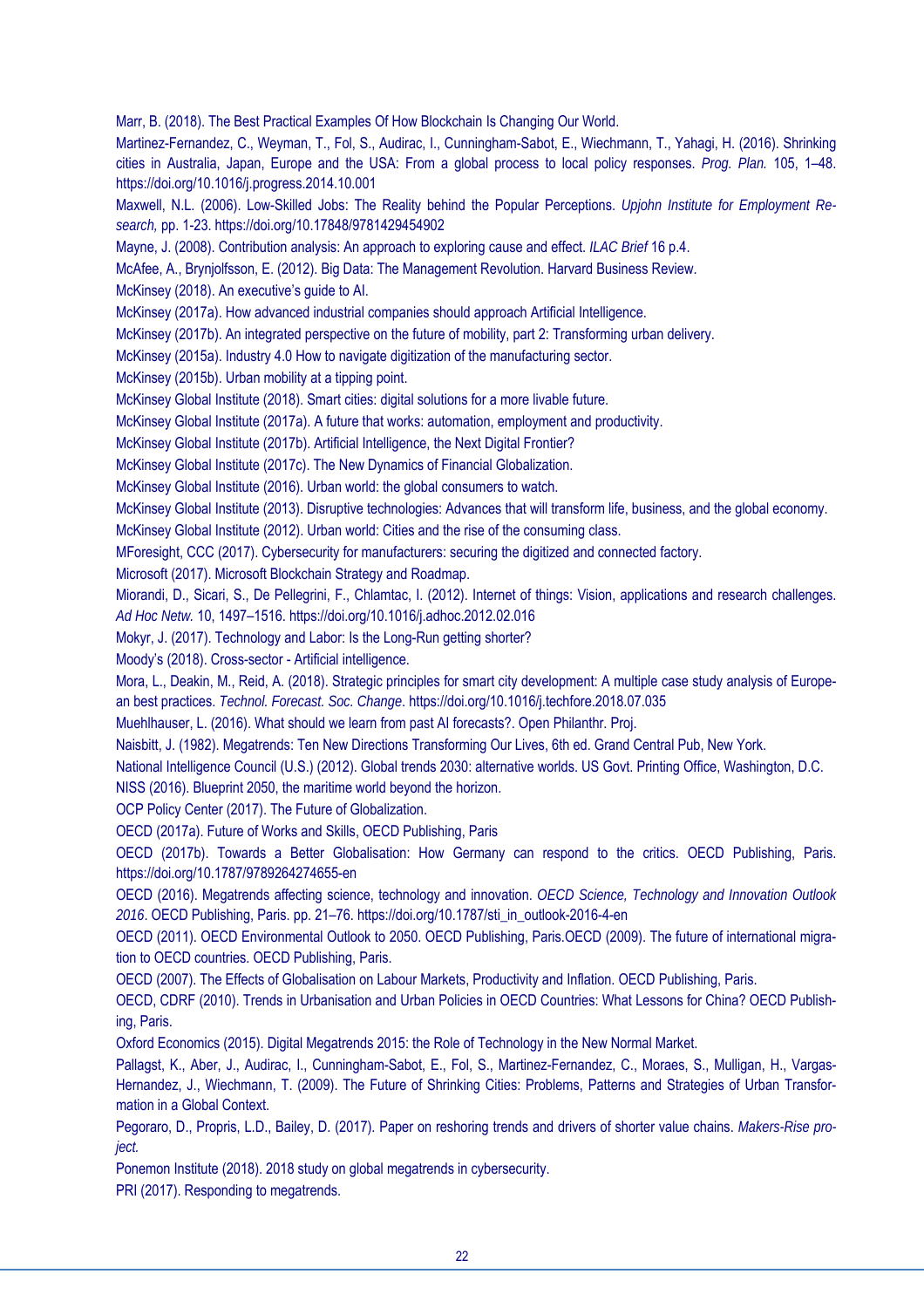Marr, B. (2018). The Best Practical Examples Of How Blockchain Is Changing Our World.

Martinez-Fernandez, C., Weyman, T., Fol, S., Audirac, I., Cunningham-Sabot, E., Wiechmann, T., Yahagi, H. (2016). Shrinking cities in Australia, Japan, Europe and the USA: From a global process to local policy responses. *Prog. Plan.* 105, 1–48. https://doi.org/10.1016/j.progress.2014.10.001

Maxwell, N.L. (2006). Low-Skilled Jobs: The Reality behind the Popular Perceptions. *Upjohn Institute for Employment Research,* pp. 1-23. https://doi.org/10.17848/9781429454902

Mayne, J. (2008). Contribution analysis: An approach to exploring cause and effect. *ILAC Brief* 16 p.4.

McAfee, A., Brynjolfsson, E. (2012). Big Data: The Management Revolution. Harvard Business Review.

McKinsey (2018). An executive's guide to AI.

McKinsey (2017a). How advanced industrial companies should approach Artificial Intelligence.

McKinsey (2017b). An integrated perspective on the future of mobility, part 2: Transforming urban delivery.

McKinsey (2015a). Industry 4.0 How to navigate digitization of the manufacturing sector.

McKinsey (2015b). Urban mobility at a tipping point.

McKinsey Global Institute (2018). Smart cities: digital solutions for a more livable future.

McKinsey Global Institute (2017a). A future that works: automation, employment and productivity.

McKinsey Global Institute (2017b). Artificial Intelligence, the Next Digital Frontier?

McKinsey Global Institute (2017c). The New Dynamics of Financial Globalization.

McKinsey Global Institute (2016). Urban world: the global consumers to watch.

McKinsey Global Institute (2013). Disruptive technologies: Advances that will transform life, business, and the global economy.

McKinsey Global Institute (2012). Urban world: Cities and the rise of the consuming class.

MForesight, CCC (2017). Cybersecurity for manufacturers: securing the digitized and connected factory.

Microsoft (2017). Microsoft Blockchain Strategy and Roadmap.

Miorandi, D., Sicari, S., De Pellegrini, F., Chlamtac, I. (2012). Internet of things: Vision, applications and research challenges. *Ad Hoc Netw.* 10, 1497–1516. https://doi.org/10.1016/j.adhoc.2012.02.016

Mokyr, J. (2017). Technology and Labor: Is the Long-Run getting shorter?

Moody's (2018). Cross-sector - Artificial intelligence.

Mora, L., Deakin, M., Reid, A. (2018). Strategic principles for smart city development: A multiple case study analysis of European best practices. *Technol. Forecast. Soc. Change*. https://doi.org/10.1016/j.techfore.2018.07.035

Muehlhauser, L. (2016). What should we learn from past AI forecasts?. Open Philanthr. Proj.

Naisbitt, J. (1982). Megatrends: Ten New Directions Transforming Our Lives, 6th ed. Grand Central Pub, New York.

National Intelligence Council (U.S.) (2012). Global trends 2030: alternative worlds. US Govt. Printing Office, Washington, D.C.

NISS (2016). Blueprint 2050, the maritime world beyond the horizon.

OCP Policy Center (2017). The Future of Globalization.

OECD (2017a). Future of Works and Skills, OECD Publishing, Paris

OECD (2017b). Towards a Better Globalisation: How Germany can respond to the critics. OECD Publishing, Paris. https://doi.org/10.1787/9789264274655-en

OECD (2016). Megatrends affecting science, technology and innovation. *OECD Science, Technology and Innovation Outlook 2016*. OECD Publishing, Paris. pp. 21–76. https://doi.org/10.1787/sti_in_outlook-2016-4-en

OECD (2011). OECD Environmental Outlook to 2050. OECD Publishing, Paris.OECD (2009). The future of international migration to OECD countries. OECD Publishing, Paris.

OECD (2007). The Effects of Globalisation on Labour Markets, Productivity and Inflation. OECD Publishing, Paris.

OECD, CDRF (2010). Trends in Urbanisation and Urban Policies in OECD Countries: What Lessons for China? OECD Publishing, Paris.

Oxford Economics (2015). Digital Megatrends 2015: the Role of Technology in the New Normal Market.

Pallagst, K., Aber, J., Audirac, I., Cunningham-Sabot, E., Fol, S., Martinez-Fernandez, C., Moraes, S., Mulligan, H., Vargas-Hernandez, J., Wiechmann, T. (2009). The Future of Shrinking Cities: Problems, Patterns and Strategies of Urban Transformation in a Global Context.

Pegoraro, D., Propris, L.D., Bailey, D. (2017). Paper on reshoring trends and drivers of shorter value chains. *Makers-Rise project.*

Ponemon Institute (2018). 2018 study on global megatrends in cybersecurity.

PRI (2017). Responding to megatrends.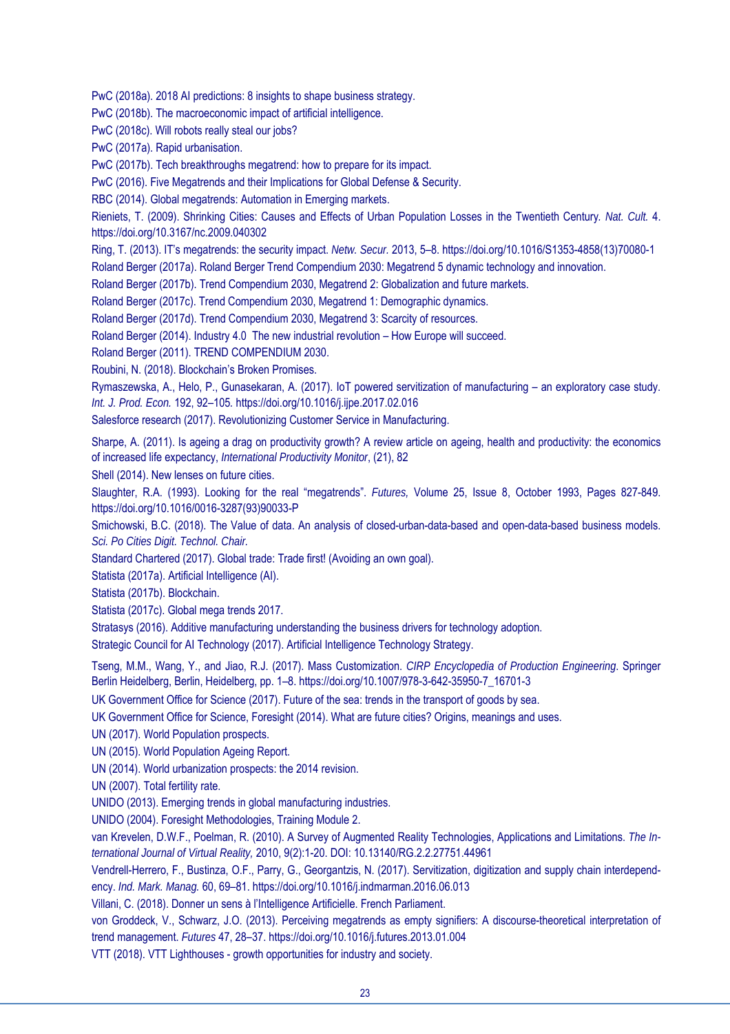PwC (2018a). 2018 AI predictions: 8 insights to shape business strategy.

PwC (2018b). The macroeconomic impact of artificial intelligence.

PwC (2018c). Will robots really steal our jobs?

PwC (2017a). Rapid urbanisation.

PwC (2017b). Tech breakthroughs megatrend: how to prepare for its impact.

PwC (2016). Five Megatrends and their Implications for Global Defense & Security.

RBC (2014). Global megatrends: Automation in Emerging markets.

Rieniets, T. (2009). Shrinking Cities: Causes and Effects of Urban Population Losses in the Twentieth Century. *Nat. Cult.* 4. https://doi.org/10.3167/nc.2009.040302

Ring, T. (2013). IT's megatrends: the security impact. *Netw. Secur.* 2013, 5–8. https://doi.org/10.1016/S1353-4858(13)70080-1

Roland Berger (2017a). Roland Berger Trend Compendium 2030: Megatrend 5 dynamic technology and innovation.

Roland Berger (2017b). Trend Compendium 2030, Megatrend 2: Globalization and future markets.

Roland Berger (2017c). Trend Compendium 2030, Megatrend 1: Demographic dynamics.

Roland Berger (2017d). Trend Compendium 2030, Megatrend 3: Scarcity of resources.

Roland Berger (2014). Industry 4.0 The new industrial revolution – How Europe will succeed.

Roland Berger (2011). TREND COMPENDIUM 2030.

Roubini, N. (2018). Blockchain's Broken Promises.

Rymaszewska, A., Helo, P., Gunasekaran, A. (2017). IoT powered servitization of manufacturing – an exploratory case study. *Int. J. Prod. Econ.* 192, 92–105. https://doi.org/10.1016/j.ijpe.2017.02.016

Salesforce research (2017). Revolutionizing Customer Service in Manufacturing.

Sharpe, A. (2011). Is ageing a drag on productivity growth? A review article on ageing, health and productivity: the economics of increased life expectancy, *International Productivity Monitor*, (21), 82

Shell (2014). New lenses on future cities.

Slaughter, R.A. (1993). Looking for the real "megatrends". *Futures,* Volume 25, Issue 8, October 1993, Pages 827-849. https://doi.org/10.1016/0016-3287(93)90033-P

Smichowski, B.C. (2018). The Value of data. An analysis of closed-urban-data-based and open-data-based business models. *Sci. Po Cities Digit. Technol. Chair.*

Standard Chartered (2017). Global trade: Trade first! (Avoiding an own goal).

Statista (2017a). Artificial Intelligence (AI).

Statista (2017b). Blockchain.

Statista (2017c). Global mega trends 2017.

Stratasys (2016). Additive manufacturing understanding the business drivers for technology adoption.

Strategic Council for AI Technology (2017). Artificial Intelligence Technology Strategy.

Tseng, M.M., Wang, Y., and Jiao, R.J. (2017). Mass Customization. *CIRP Encyclopedia of Production Engineering*. Springer Berlin Heidelberg, Berlin, Heidelberg, pp. 1–8. https://doi.org/10.1007/978-3-642-35950-7_16701-3

UK Government Office for Science (2017). Future of the sea: trends in the transport of goods by sea.

UK Government Office for Science, Foresight (2014). What are future cities? Origins, meanings and uses.

UN (2017). World Population prospects.

UN (2015). World Population Ageing Report.

UN (2014). World urbanization prospects: the 2014 revision.

UN (2007). Total fertility rate.

UNIDO (2013). Emerging trends in global manufacturing industries.

UNIDO (2004). Foresight Methodologies, Training Module 2.

van Krevelen, D.W.F., Poelman, R. (2010). A Survey of Augmented Reality Technologies, Applications and Limitations. *The International Journal of Virtual Reality,* 2010, 9(2):1-20. DOI: 10.13140/RG.2.2.27751.44961

Vendrell-Herrero, F., Bustinza, O.F., Parry, G., Georgantzis, N. (2017). Servitization, digitization and supply chain interdependency. *Ind. Mark. Manag.* 60, 69–81. https://doi.org/10.1016/j.indmarman.2016.06.013

Villani, C. (2018). Donner un sens à l'Intelligence Artificielle. French Parliament.

von Groddeck, V., Schwarz, J.O. (2013). Perceiving megatrends as empty signifiers: A discourse-theoretical interpretation of trend management. *Futures* 47, 28–37. https://doi.org/10.1016/j.futures.2013.01.004

VTT (2018). VTT Lighthouses - growth opportunities for industry and society.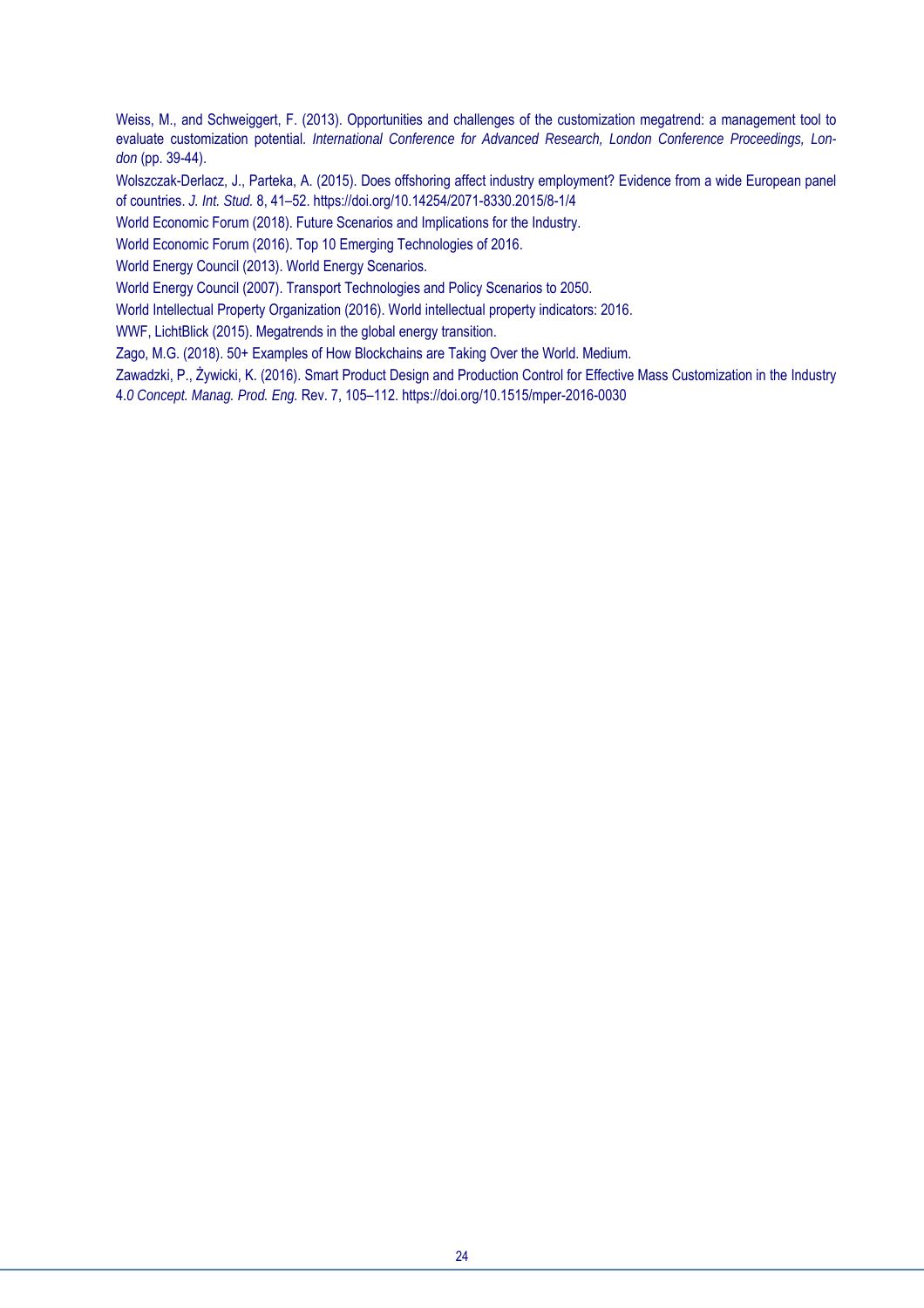Weiss, M., and Schweiggert, F. (2013). Opportunities and challenges of the customization megatrend: a management tool to evaluate customization potential. *International Conference for Advanced Research, London Conference Proceedings, London* (pp. 39-44).

Wolszczak-Derlacz, J., Parteka, A. (2015). Does offshoring affect industry employment? Evidence from a wide European panel of countries. *J. Int. Stud.* 8, 41–52. https://doi.org/10.14254/2071-8330.2015/8-1/4

World Economic Forum (2018). Future Scenarios and Implications for the Industry.

World Economic Forum (2016). Top 10 Emerging Technologies of 2016.

World Energy Council (2013). World Energy Scenarios.

World Energy Council (2007). Transport Technologies and Policy Scenarios to 2050.

World Intellectual Property Organization (2016). World intellectual property indicators: 2016.

WWF, LichtBlick (2015). Megatrends in the global energy transition.

Zago, M.G. (2018). 50+ Examples of How Blockchains are Taking Over the World. Medium.

Zawadzki, P., Żywicki, K. (2016). Smart Product Design and Production Control for Effective Mass Customization in the Industry 4.*0 Concept. Manag. Prod. Eng.* Rev. 7, 105–112. https://doi.org/10.1515/mper-2016-0030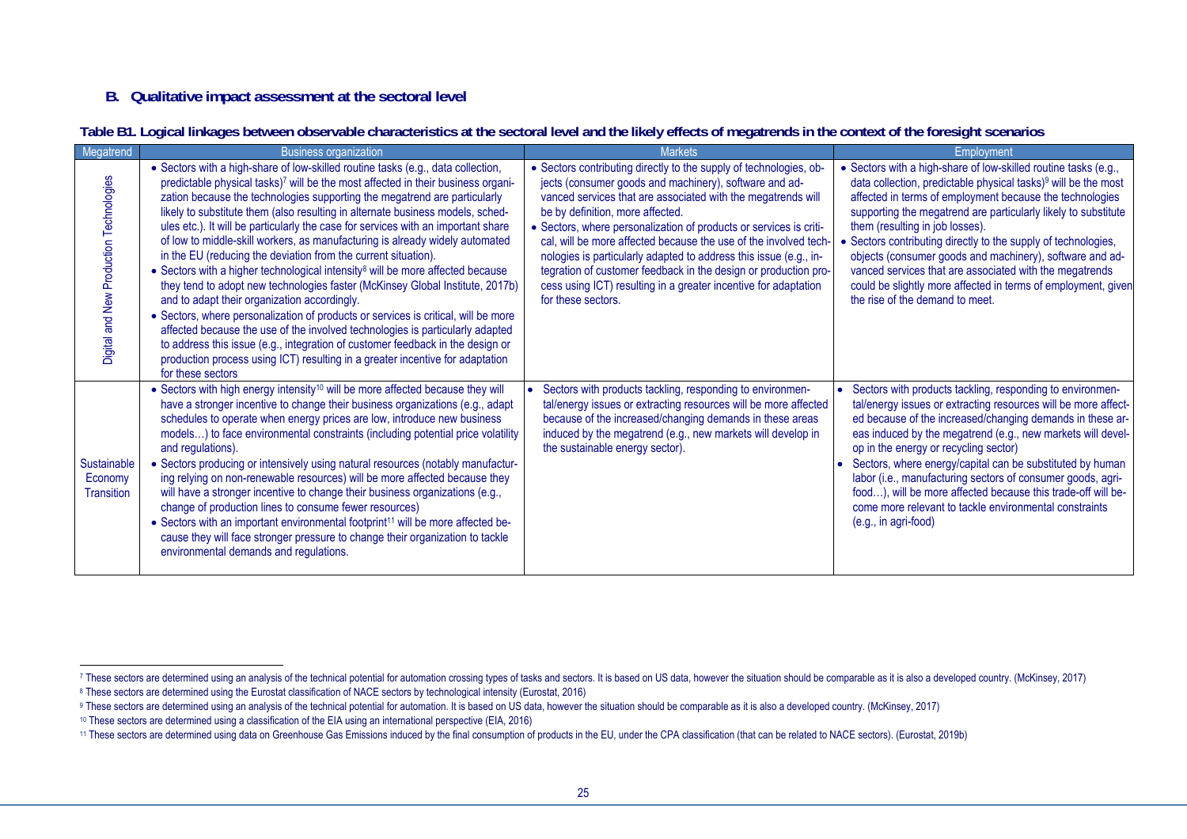## B. Qualitative impact assessment at the sectoral level

**Table B1. Logical linkages between observable characteristics at the sectoral level and the likely effects of megatrends in the context of the foresight scenarios**

| Megatrend | Business organization | Markets | Employment |
|---|---|---|---|
| Digital and New Production Technologies | • Sectors with a high-share of low-skilled routine tasks (e.g., data collection, predictable physical tasks)[7] will be the most affected in their business organization because the technologies supporting the megatrend are particularly likely to substitute them (also resulting in alternate business models, schedules etc.). It will be particularly the case for services with an important share of low to middle-skill workers, as manufacturing is already widely automated in the EU (reducing the deviation from the current situation).<br>• Sectors with a higher technological intensity[8] will be more affected because they tend to adopt new technologies faster (McKinsey Global Institute, 2017b) and to adapt their organization accordingly.<br>• Sectors, where personalization of products or services is critical, will be more affected because the use of the involved technologies is particularly adapted to address this issue (e.g., integration of customer feedback in the design or production process using ICT) resulting in a greater incentive for adaptation for these sectors | • Sectors contributing directly to the supply of technologies, objects (consumer goods and machinery), software and advanced services that are associated with the megatrends will be by definition, more affected.<br>• Sectors, where personalization of products or services is critical, will be more affected because the use of the involved technologies is particularly adapted to address this issue (e.g., integration of customer feedback in the design or production process using ICT) resulting in a greater incentive for adaptation for these sectors. | • Sectors with a high-share of low-skilled routine tasks (e.g., data collection, predictable physical tasks)[9] will be the most affected in terms of employment because the technologies supporting the megatrend are particularly likely to substitute them (resulting in job losses).<br>• Sectors contributing directly to the supply of technologies, objects (consumer goods and machinery), software and advanced services that are associated with the megatrends could be slightly more affected in terms of employment, given the rise of the demand to meet. |
| Sustainable Economy Transition | • Sectors with high energy intensity[10] will be more affected because they will have a stronger incentive to change their business organizations (e.g., adapt schedules to operate when energy prices are low, introduce new business models…) to face environmental constraints (including potential price volatility and regulations).<br>• Sectors producing or intensively using natural resources (notably manufacturing relying on non-renewable resources) will be more affected because they will have a stronger incentive to change their business organizations (e.g., change of production lines to consume fewer resources)<br>• Sectors with an important environmental footprint[11] will be more affected because they will face stronger pressure to change their organization to tackle environmental demands and regulations. | • Sectors with products tackling, responding to environmental/energy issues or extracting resources will be more affected because of the increased/changing demands in these areas induced by the megatrend (e.g., new markets will develop in the sustainable energy sector). | • Sectors with products tackling, responding to environmental/energy issues or extracting resources will be more affected because of the increased/changing demands in these areas induced by the megatrend (e.g., new markets will develop in the energy or recycling sector)<br>• Sectors, where energy/capital can be substituted by human labor (i.e., manufacturing sectors of consumer goods, agri-food…), will be more affected because this trade-off will become more relevant to tackle environmental constraints (e.g., in agri-food) |

[7] These sectors are determined using an analysis of the technical potential for automation crossing types of tasks and sectors. It is based on US data, however the situation should be comparable as it is also a developed country. (McKinsey, 2017)

[8] These sectors are determined using the Eurostat classification of NACE sectors by technological intensity (Eurostat, 2016)

[9] These sectors are determined using an analysis of the technical potential for automation. It is based on US data, however the situation should be comparable as it is also a developed country. (McKinsey, 2017)

[10] These sectors are determined using a classification of the EIA using an international perspective (EIA, 2016)

[11] These sectors are determined using data on Greenhouse Gas Emissions induced by the final consumption of products in the EU, under the CPA classification (that can be related to NACE sectors). (Eurostat, 2019b)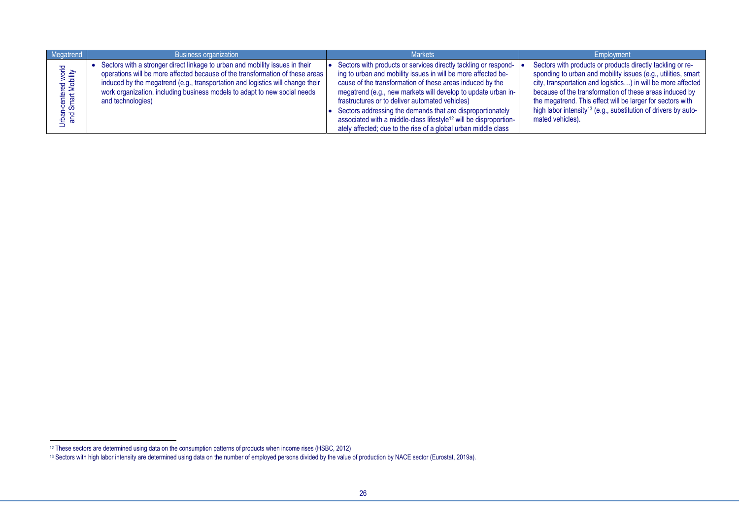| Megatrend | Business organization | Markets | Employment |
| --- | --- | --- | --- |
| Urban-centered world and Smart Mobility | • Sectors with a stronger direct linkage to urban and mobility issues in their operations will be more affected because of the transformation of these areas induced by the megatrend (e.g., transportation and logistics will change their work organization, including business models to adapt to new social needs and technologies) | • Sectors with products or services directly tackling or responding to urban and mobility issues in will be more affected because of the transformation of these areas induced by the megatrend (e.g., new markets will develop to update urban infrastructures or to deliver automated vehicles)<br>• Sectors addressing the demands that are disproportionately associated with a middle-class lifestyle[12] will be disproportionately affected; due to the rise of a global urban middle class | • Sectors with products or products directly tackling or responding to urban and mobility issues (e.g., utilities, smart city, transportation and logistics…) in will be more affected because of the transformation of these areas induced by the megatrend. This effect will be larger for sectors with high labor intensity[13] (e.g., substitution of drivers by automated vehicles). |

[12] These sectors are determined using data on the consumption patterns of products when income rises (HSBC, 2012)

[13] Sectors with high labor intensity are determined using data on the number of employed persons divided by the value of production by NACE sector (Eurostat, 2019a).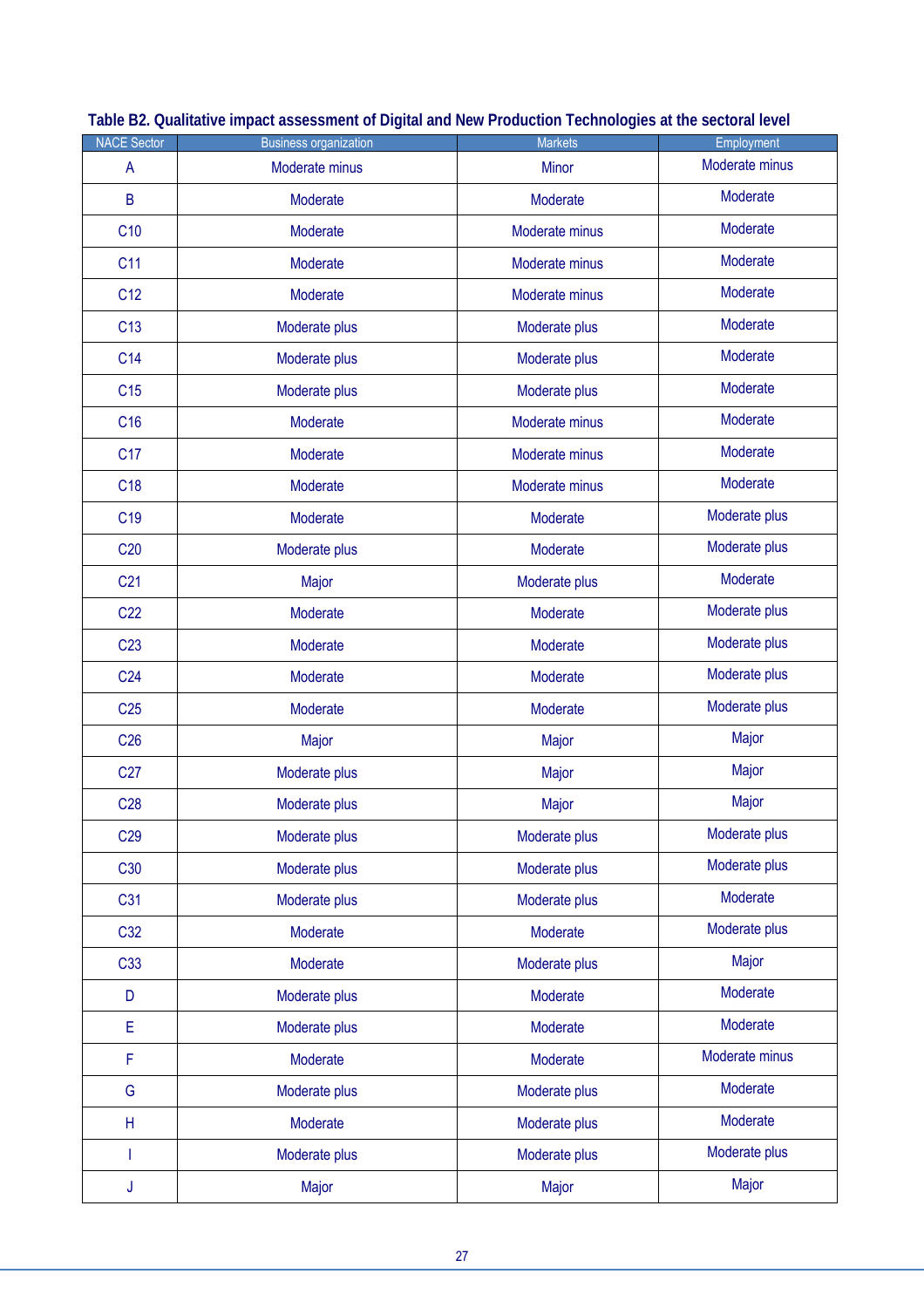**Table B2. Qualitative impact assessment of Digital and New Production Technologies at the sectoral level**

| NACE Sector | Business organization | Markets | Employment |
|---|---|---|---|
| A | Moderate minus | Minor | Moderate minus |
| B | Moderate | Moderate | Moderate |
| C10 | Moderate | Moderate minus | Moderate |
| C11 | Moderate | Moderate minus | Moderate |
| C12 | Moderate | Moderate minus | Moderate |
| C13 | Moderate plus | Moderate plus | Moderate |
| C14 | Moderate plus | Moderate plus | Moderate |
| C15 | Moderate plus | Moderate plus | Moderate |
| C16 | Moderate | Moderate minus | Moderate |
| C17 | Moderate | Moderate minus | Moderate |
| C18 | Moderate | Moderate minus | Moderate |
| C19 | Moderate | Moderate | Moderate plus |
| C20 | Moderate plus | Moderate | Moderate plus |
| C21 | Major | Moderate plus | Moderate |
| C22 | Moderate | Moderate | Moderate plus |
| C23 | Moderate | Moderate | Moderate plus |
| C24 | Moderate | Moderate | Moderate plus |
| C25 | Moderate | Moderate | Moderate plus |
| C26 | Major | Major | Major |
| C27 | Moderate plus | Major | Major |
| C28 | Moderate plus | Major | Major |
| C29 | Moderate plus | Moderate plus | Moderate plus |
| C30 | Moderate plus | Moderate plus | Moderate plus |
| C31 | Moderate plus | Moderate plus | Moderate |
| C32 | Moderate | Moderate | Moderate plus |
| C33 | Moderate | Moderate plus | Major |
| D | Moderate plus | Moderate | Moderate |
| E | Moderate plus | Moderate | Moderate |
| F | Moderate | Moderate | Moderate minus |
| G | Moderate plus | Moderate plus | Moderate |
| H | Moderate | Moderate plus | Moderate |
| I | Moderate plus | Moderate plus | Moderate plus |
| J | Major | Major | Major |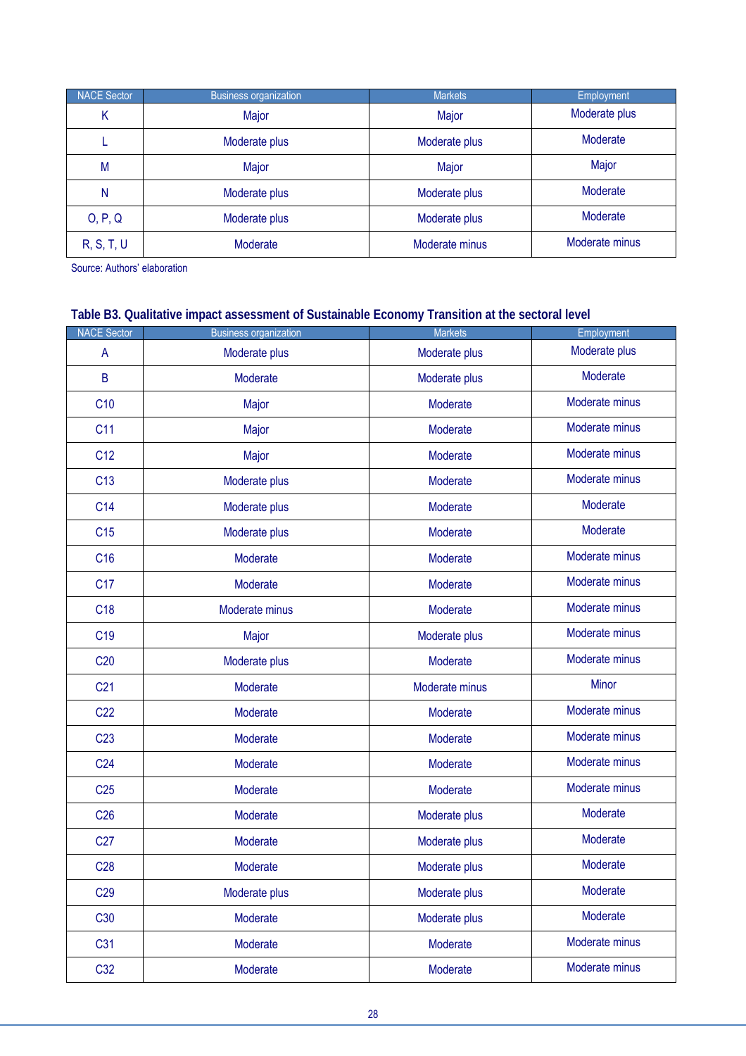| NACE Sector | Business organization | Markets | Employment |
|---|---|---|---|
| K | Major | Major | Moderate plus |
| L | Moderate plus | Moderate plus | Moderate |
| M | Major | Major | Major |
| N | Moderate plus | Moderate plus | Moderate |
| O, P, Q | Moderate plus | Moderate plus | Moderate |
| R, S, T, U | Moderate | Moderate minus | Moderate minus |

Source: Authors' elaboration

**Table B3. Qualitative impact assessment of Sustainable Economy Transition at the sectoral level**

| NACE Sector | Business organization | Markets | Employment |
|---|---|---|---|
| A | Moderate plus | Moderate plus | Moderate plus |
| B | Moderate | Moderate plus | Moderate |
| C10 | Major | Moderate | Moderate minus |
| C11 | Major | Moderate | Moderate minus |
| C12 | Major | Moderate | Moderate minus |
| C13 | Moderate plus | Moderate | Moderate minus |
| C14 | Moderate plus | Moderate | Moderate |
| C15 | Moderate plus | Moderate | Moderate |
| C16 | Moderate | Moderate | Moderate minus |
| C17 | Moderate | Moderate | Moderate minus |
| C18 | Moderate minus | Moderate | Moderate minus |
| C19 | Major | Moderate plus | Moderate minus |
| C20 | Moderate plus | Moderate | Moderate minus |
| C21 | Moderate | Moderate minus | Minor |
| C22 | Moderate | Moderate | Moderate minus |
| C23 | Moderate | Moderate | Moderate minus |
| C24 | Moderate | Moderate | Moderate minus |
| C25 | Moderate | Moderate | Moderate minus |
| C26 | Moderate | Moderate plus | Moderate |
| C27 | Moderate | Moderate plus | Moderate |
| C28 | Moderate | Moderate plus | Moderate |
| C29 | Moderate plus | Moderate plus | Moderate |
| C30 | Moderate | Moderate plus | Moderate |
| C31 | Moderate | Moderate | Moderate minus |
| C32 | Moderate | Moderate | Moderate minus |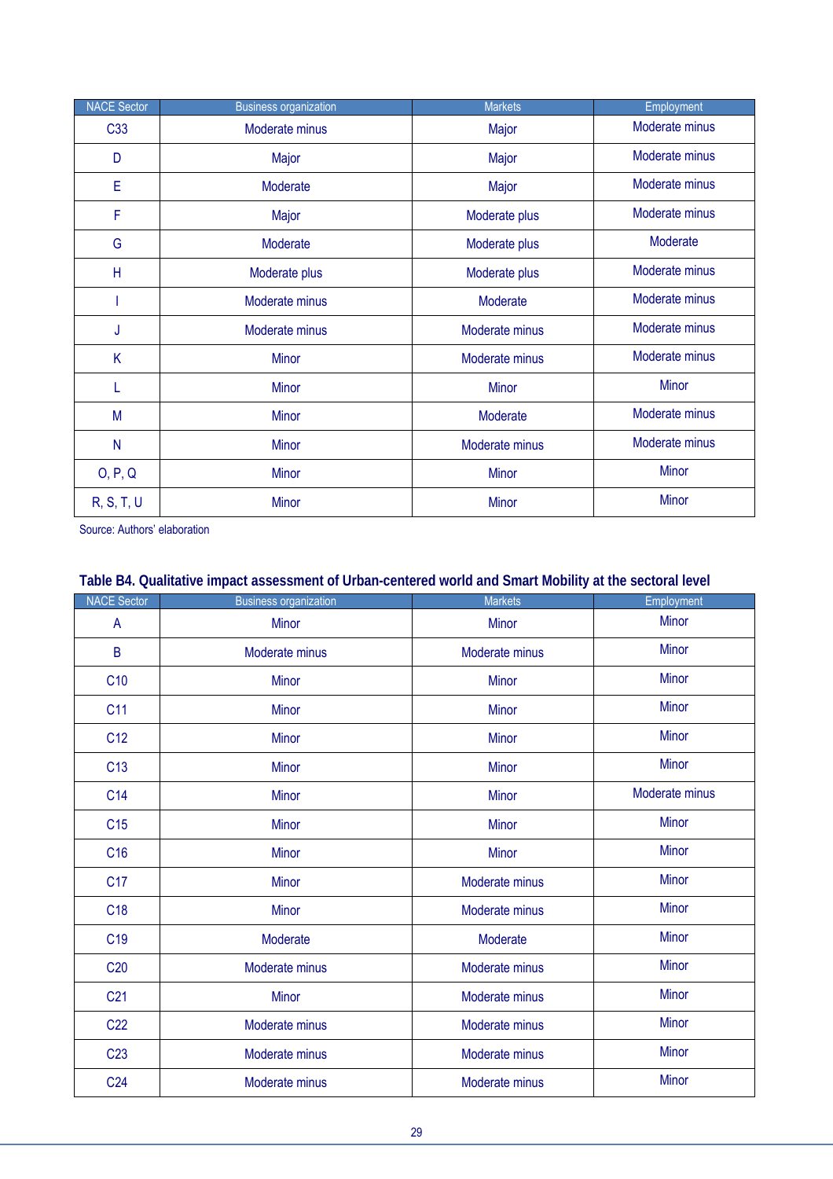| NACE Sector | Business organization | Markets | Employment |
|---|---|---|---|
| C33 | Moderate minus | Major | Moderate minus |
| D | Major | Major | Moderate minus |
| E | Moderate | Major | Moderate minus |
| F | Major | Moderate plus | Moderate minus |
| G | Moderate | Moderate plus | Moderate |
| H | Moderate plus | Moderate plus | Moderate minus |
| I | Moderate minus | Moderate | Moderate minus |
| J | Moderate minus | Moderate minus | Moderate minus |
| K | Minor | Moderate minus | Moderate minus |
| L | Minor | Minor | Minor |
| M | Minor | Moderate | Moderate minus |
| N | Minor | Moderate minus | Moderate minus |
| O, P, Q | Minor | Minor | Minor |
| R, S, T, U | Minor | Minor | Minor |

Source: Authors' elaboration

**Table B4. Qualitative impact assessment of Urban-centered world and Smart Mobility at the sectoral level**

| NACE Sector | Business organization | Markets | Employment |
|---|---|---|---|
| A | Minor | Minor | Minor |
| B | Moderate minus | Moderate minus | Minor |
| C10 | Minor | Minor | Minor |
| C11 | Minor | Minor | Minor |
| C12 | Minor | Minor | Minor |
| C13 | Minor | Minor | Minor |
| C14 | Minor | Minor | Moderate minus |
| C15 | Minor | Minor | Minor |
| C16 | Minor | Minor | Minor |
| C17 | Minor | Moderate minus | Minor |
| C18 | Minor | Moderate minus | Minor |
| C19 | Moderate | Moderate | Minor |
| C20 | Moderate minus | Moderate minus | Minor |
| C21 | Minor | Moderate minus | Minor |
| C22 | Moderate minus | Moderate minus | Minor |
| C23 | Moderate minus | Moderate minus | Minor |
| C24 | Moderate minus | Moderate minus | Minor |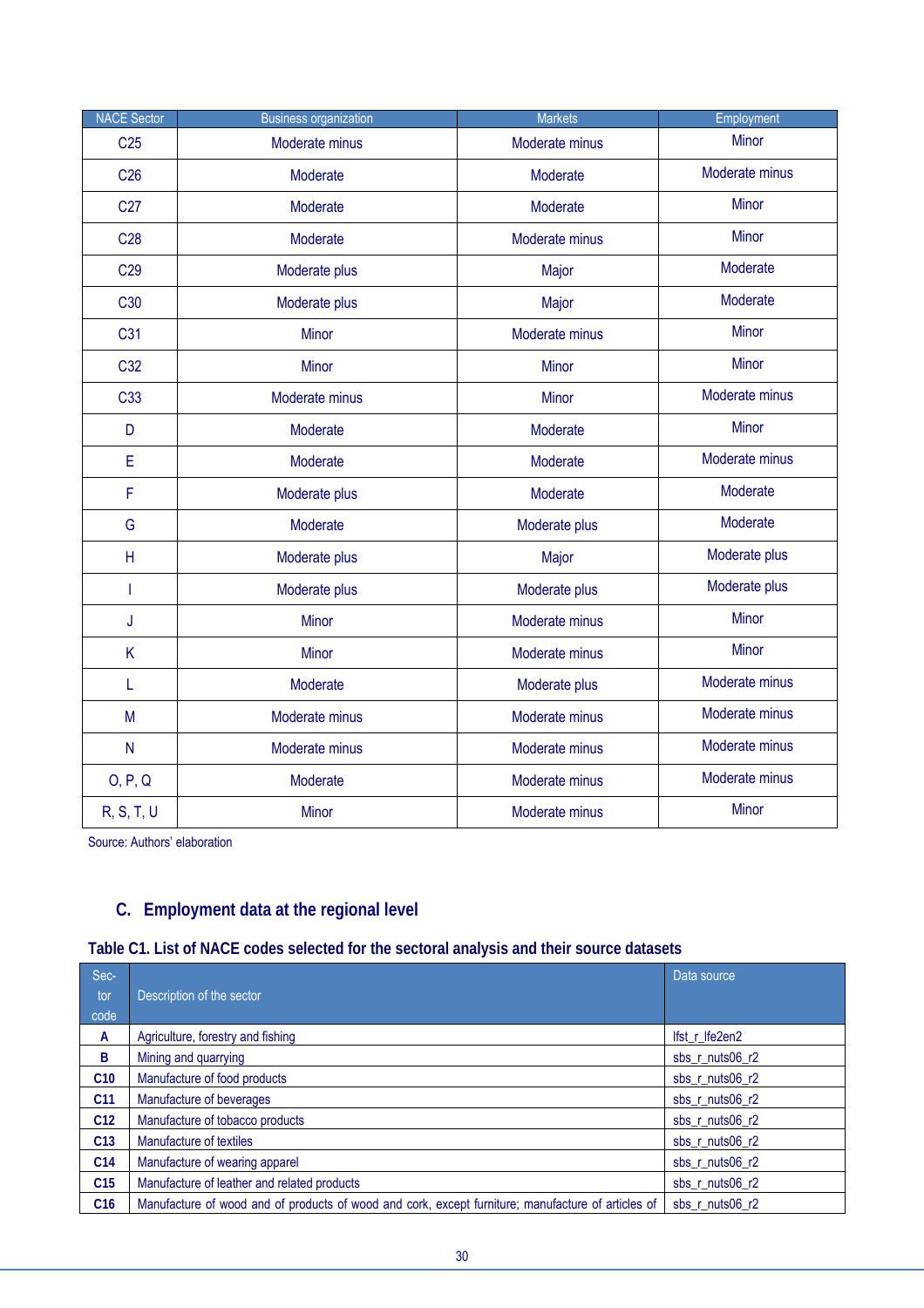| NACE Sector | Business organization | Markets | Employment |
|---|---|---|---|
| C25 | Moderate minus | Moderate minus | Minor |
| C26 | Moderate | Moderate | Moderate minus |
| C27 | Moderate | Moderate | Minor |
| C28 | Moderate | Moderate minus | Minor |
| C29 | Moderate plus | Major | Moderate |
| C30 | Moderate plus | Major | Moderate |
| C31 | Minor | Moderate minus | Minor |
| C32 | Minor | Minor | Minor |
| C33 | Moderate minus | Minor | Moderate minus |
| D | Moderate | Moderate | Minor |
| E | Moderate | Moderate | Moderate minus |
| F | Moderate plus | Moderate | Moderate |
| G | Moderate | Moderate plus | Moderate |
| H | Moderate plus | Major | Moderate plus |
| I | Moderate plus | Moderate plus | Moderate plus |
| J | Minor | Moderate minus | Minor |
| K | Minor | Moderate minus | Minor |
| L | Moderate | Moderate plus | Moderate minus |
| M | Moderate minus | Moderate minus | Moderate minus |
| N | Moderate minus | Moderate minus | Moderate minus |
| O, P, Q | Moderate | Moderate minus | Moderate minus |
| R, S, T, U | Minor | Moderate minus | Minor |

Source: Authors' elaboration

## C. Employment data at the regional level

### Table C1. List of NACE codes selected for the sectoral analysis and their source datasets

| Sector code | Description of the sector | Data source |
|---|---|---|
| **A** | Agriculture, forestry and fishing | lfst_r_lfe2en2 |
| **B** | Mining and quarrying | sbs_r_nuts06_r2 |
| **C10** | Manufacture of food products | sbs_r_nuts06_r2 |
| **C11** | Manufacture of beverages | sbs_r_nuts06_r2 |
| **C12** | Manufacture of tobacco products | sbs_r_nuts06_r2 |
| **C13** | Manufacture of textiles | sbs_r_nuts06_r2 |
| **C14** | Manufacture of wearing apparel | sbs_r_nuts06_r2 |
| **C15** | Manufacture of leather and related products | sbs_r_nuts06_r2 |
| **C16** | Manufacture of wood and of products of wood and cork, except furniture; manufacture of articles of | sbs_r_nuts06_r2 |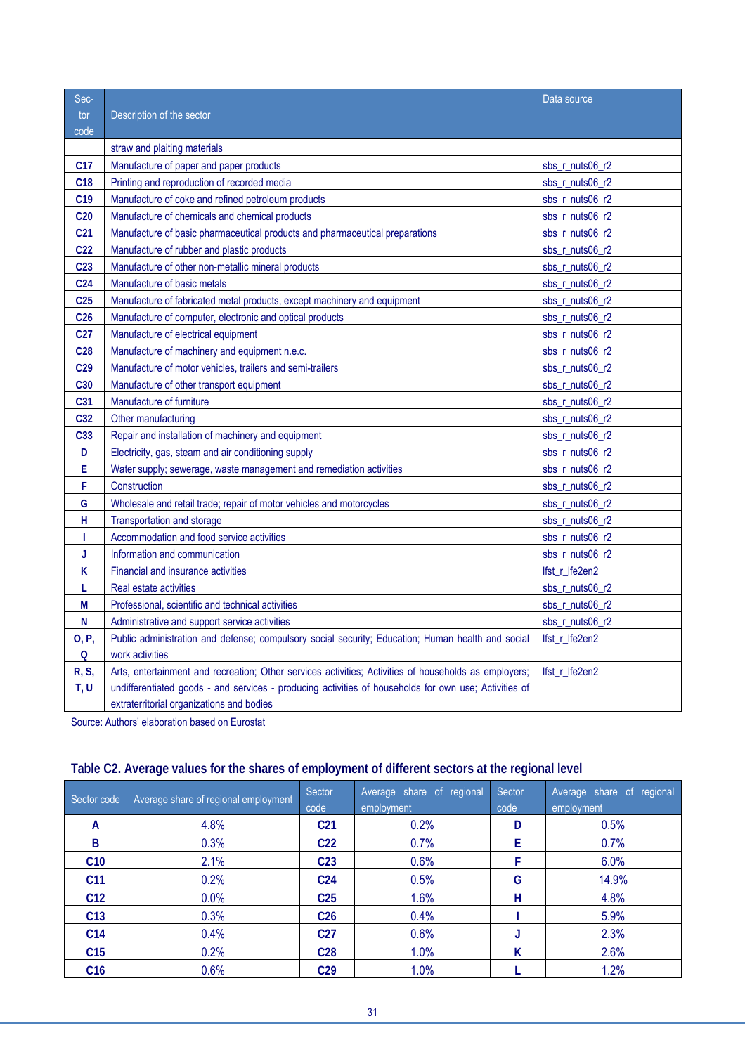| Sector code | Description of the sector | Data source |
|---|---|---|
| | straw and plaiting materials | |
| **C17** | Manufacture of paper and paper products | sbs_r_nuts06_r2 |
| **C18** | Printing and reproduction of recorded media | sbs_r_nuts06_r2 |
| **C19** | Manufacture of coke and refined petroleum products | sbs_r_nuts06_r2 |
| **C20** | Manufacture of chemicals and chemical products | sbs_r_nuts06_r2 |
| **C21** | Manufacture of basic pharmaceutical products and pharmaceutical preparations | sbs_r_nuts06_r2 |
| **C22** | Manufacture of rubber and plastic products | sbs_r_nuts06_r2 |
| **C23** | Manufacture of other non-metallic mineral products | sbs_r_nuts06_r2 |
| **C24** | Manufacture of basic metals | sbs_r_nuts06_r2 |
| **C25** | Manufacture of fabricated metal products, except machinery and equipment | sbs_r_nuts06_r2 |
| **C26** | Manufacture of computer, electronic and optical products | sbs_r_nuts06_r2 |
| **C27** | Manufacture of electrical equipment | sbs_r_nuts06_r2 |
| **C28** | Manufacture of machinery and equipment n.e.c. | sbs_r_nuts06_r2 |
| **C29** | Manufacture of motor vehicles, trailers and semi-trailers | sbs_r_nuts06_r2 |
| **C30** | Manufacture of other transport equipment | sbs_r_nuts06_r2 |
| **C31** | Manufacture of furniture | sbs_r_nuts06_r2 |
| **C32** | Other manufacturing | sbs_r_nuts06_r2 |
| **C33** | Repair and installation of machinery and equipment | sbs_r_nuts06_r2 |
| **D** | Electricity, gas, steam and air conditioning supply | sbs_r_nuts06_r2 |
| **E** | Water supply; sewerage, waste management and remediation activities | sbs_r_nuts06_r2 |
| **F** | Construction | sbs_r_nuts06_r2 |
| **G** | Wholesale and retail trade; repair of motor vehicles and motorcycles | sbs_r_nuts06_r2 |
| **H** | Transportation and storage | sbs_r_nuts06_r2 |
| **I** | Accommodation and food service activities | sbs_r_nuts06_r2 |
| **J** | Information and communication | sbs_r_nuts06_r2 |
| **K** | Financial and insurance activities | lfst_r_lfe2en2 |
| **L** | Real estate activities | sbs_r_nuts06_r2 |
| **M** | Professional, scientific and technical activities | sbs_r_nuts06_r2 |
| **N** | Administrative and support service activities | sbs_r_nuts06_r2 |
| **O, P, Q** | Public administration and defense; compulsory social security; Education; Human health and social work activities | lfst_r_lfe2en2 |
| **R, S, T, U** | Arts, entertainment and recreation; Other services activities; Activities of households as employers; undifferentiated goods - and services - producing activities of households for own use; Activities of extraterritorial organizations and bodies | lfst_r_lfe2en2 |

Source: Authors' elaboration based on Eurostat

## Table C2. Average values for the shares of employment of different sectors at the regional level

| Sector code | Average share of regional employment | Sector code | Average share of regional employment | Sector code | Average share of regional employment |
|---|---|---|---|---|---|
| **A** | 4.8% | **C21** | 0.2% | **D** | 0.5% |
| **B** | 0.3% | **C22** | 0.7% | **E** | 0.7% |
| **C10** | 2.1% | **C23** | 0.6% | **F** | 6.0% |
| **C11** | 0.2% | **C24** | 0.5% | **G** | 14.9% |
| **C12** | 0.0% | **C25** | 1.6% | **H** | 4.8% |
| **C13** | 0.3% | **C26** | 0.4% | **I** | 5.9% |
| **C14** | 0.4% | **C27** | 0.6% | **J** | 2.3% |
| **C15** | 0.2% | **C28** | 1.0% | **K** | 2.6% |
| **C16** | 0.6% | **C29** | 1.0% | **L** | 1.2% |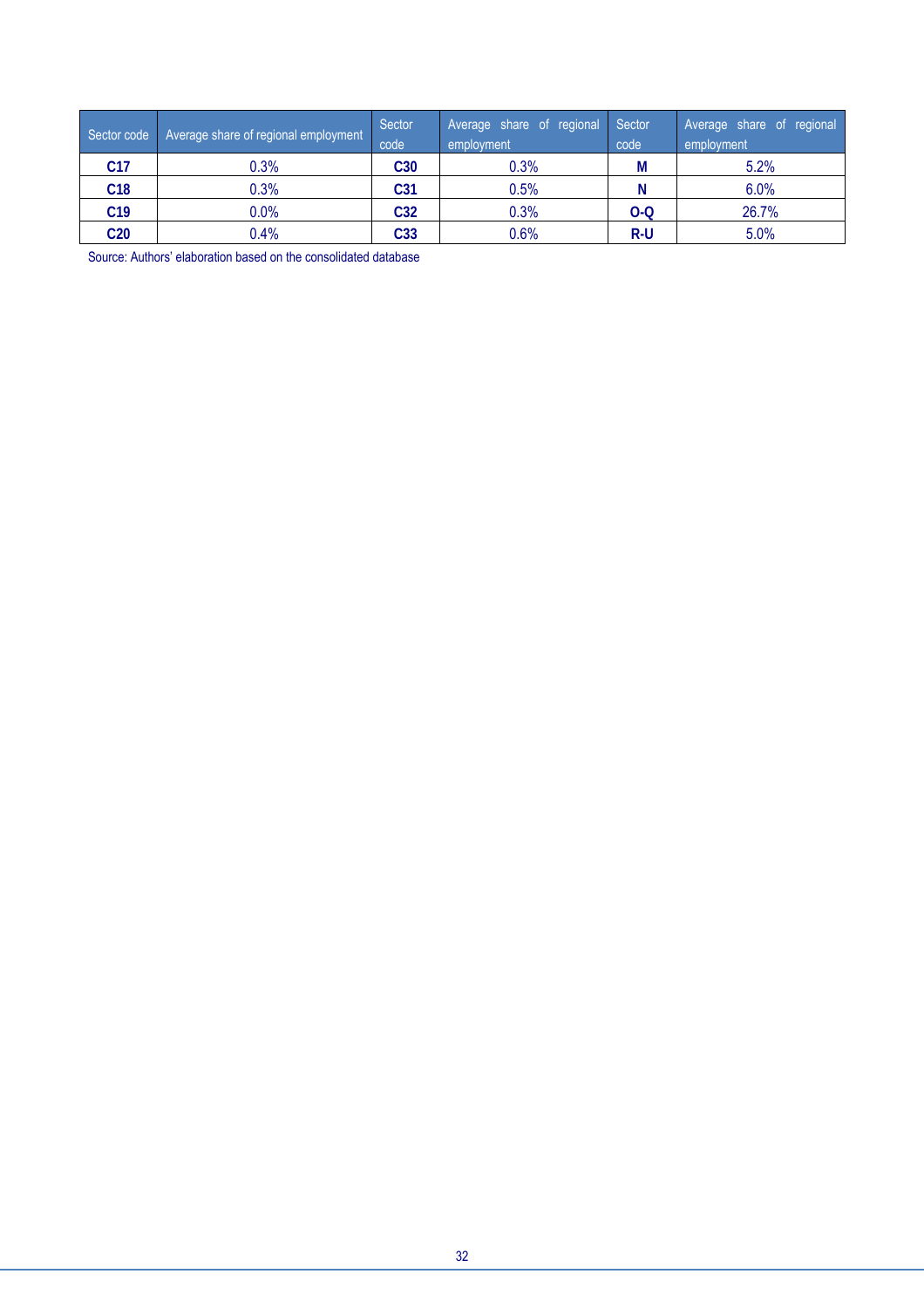| Sector code | Average share of regional employment | Sector code | Average share of regional employment | Sector code | Average share of regional employment |
|---|---|---|---|---|---|
| **C17** | 0.3% | **C30** | 0.3% | **M** | 5.2% |
| **C18** | 0.3% | **C31** | 0.5% | **N** | 6.0% |
| **C19** | 0.0% | **C32** | 0.3% | **O-Q** | 26.7% |
| **C20** | 0.4% | **C33** | 0.6% | **R-U** | 5.0% |

Source: Authors' elaboration based on the consolidated database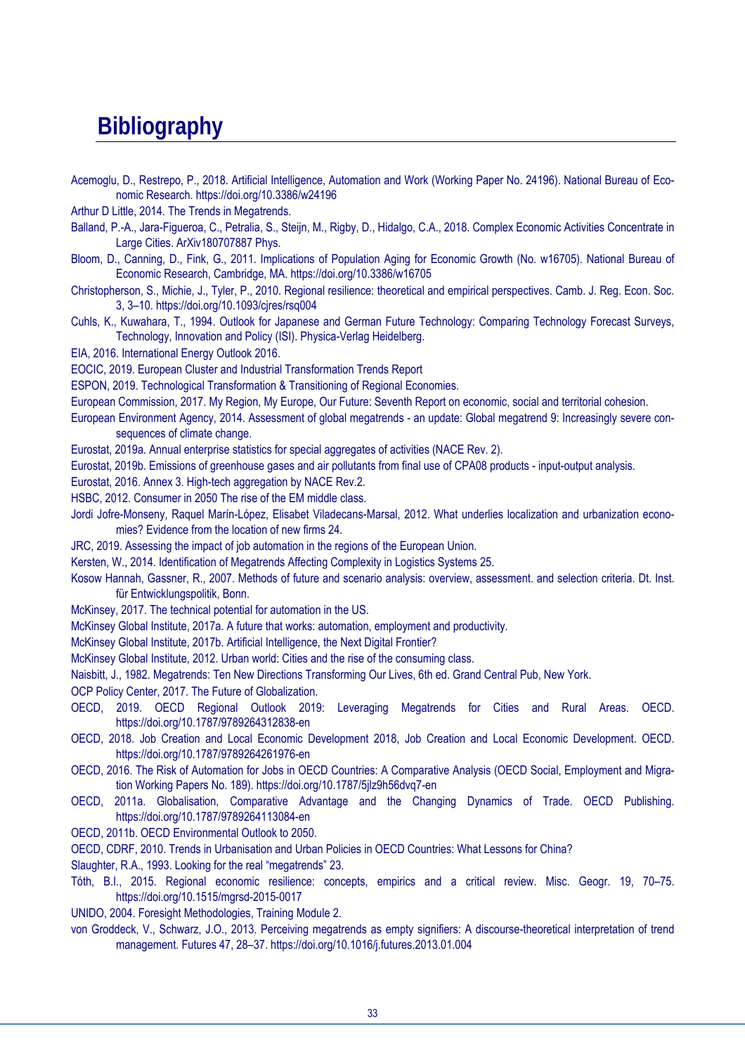# Bibliography

Acemoglu, D., Restrepo, P., 2018. Artificial Intelligence, Automation and Work (Working Paper No. 24196). National Bureau of Economic Research. https://doi.org/10.3386/w24196

Arthur D Little, 2014. The Trends in Megatrends.

Balland, P.-A., Jara-Figueroa, C., Petralia, S., Steijn, M., Rigby, D., Hidalgo, C.A., 2018. Complex Economic Activities Concentrate in Large Cities. ArXiv180707887 Phys.

Bloom, D., Canning, D., Fink, G., 2011. Implications of Population Aging for Economic Growth (No. w16705). National Bureau of Economic Research, Cambridge, MA. https://doi.org/10.3386/w16705

Christopherson, S., Michie, J., Tyler, P., 2010. Regional resilience: theoretical and empirical perspectives. Camb. J. Reg. Econ. Soc. 3, 3–10. https://doi.org/10.1093/cjres/rsq004

Cuhls, K., Kuwahara, T., 1994. Outlook for Japanese and German Future Technology: Comparing Technology Forecast Surveys, Technology, Innovation and Policy (ISI). Physica-Verlag Heidelberg.

EIA, 2016. International Energy Outlook 2016.

EOCIC, 2019. European Cluster and Industrial Transformation Trends Report

ESPON, 2019. Technological Transformation & Transitioning of Regional Economies.

European Commission, 2017. My Region, My Europe, Our Future: Seventh Report on economic, social and territorial cohesion.

European Environment Agency, 2014. Assessment of global megatrends - an update: Global megatrend 9: Increasingly severe consequences of climate change.

Eurostat, 2019a. Annual enterprise statistics for special aggregates of activities (NACE Rev. 2).

Eurostat, 2019b. Emissions of greenhouse gases and air pollutants from final use of CPA08 products - input-output analysis.

Eurostat, 2016. Annex 3. High-tech aggregation by NACE Rev.2.

HSBC, 2012. Consumer in 2050 The rise of the EM middle class.

Jordi Jofre-Monseny, Raquel Marín-López, Elisabet Viladecans-Marsal, 2012. What underlies localization and urbanization economies? Evidence from the location of new firms 24.

JRC, 2019. Assessing the impact of job automation in the regions of the European Union.

Kersten, W., 2014. Identification of Megatrends Affecting Complexity in Logistics Systems 25.

Kosow Hannah, Gassner, R., 2007. Methods of future and scenario analysis: overview, assessment. and selection criteria. Dt. Inst. für Entwicklungspolitik, Bonn.

McKinsey, 2017. The technical potential for automation in the US.

McKinsey Global Institute, 2017a. A future that works: automation, employment and productivity.

McKinsey Global Institute, 2017b. Artificial Intelligence, the Next Digital Frontier?

McKinsey Global Institute, 2012. Urban world: Cities and the rise of the consuming class.

Naisbitt, J., 1982. Megatrends: Ten New Directions Transforming Our Lives, 6th ed. Grand Central Pub, New York.

OCP Policy Center, 2017. The Future of Globalization.

OECD, 2019. OECD Regional Outlook 2019: Leveraging Megatrends for Cities and Rural Areas. OECD. https://doi.org/10.1787/9789264312838-en

OECD, 2018. Job Creation and Local Economic Development 2018, Job Creation and Local Economic Development. OECD. https://doi.org/10.1787/9789264261976-en

OECD, 2016. The Risk of Automation for Jobs in OECD Countries: A Comparative Analysis (OECD Social, Employment and Migration Working Papers No. 189). https://doi.org/10.1787/5jlz9h56dvq7-en

OECD, 2011a. Globalisation, Comparative Advantage and the Changing Dynamics of Trade. OECD Publishing. https://doi.org/10.1787/9789264113084-en

OECD, 2011b. OECD Environmental Outlook to 2050.

OECD, CDRF, 2010. Trends in Urbanisation and Urban Policies in OECD Countries: What Lessons for China?

Slaughter, R.A., 1993. Looking for the real "megatrends" 23.

Tóth, B.I., 2015. Regional economic resilience: concepts, empirics and a critical review. Misc. Geogr. 19, 70–75. https://doi.org/10.1515/mgrsd-2015-0017

UNIDO, 2004. Foresight Methodologies, Training Module 2.

von Groddeck, V., Schwarz, J.O., 2013. Perceiving megatrends as empty signifiers: A discourse-theoretical interpretation of trend management. Futures 47, 28–37. https://doi.org/10.1016/j.futures.2013.01.004